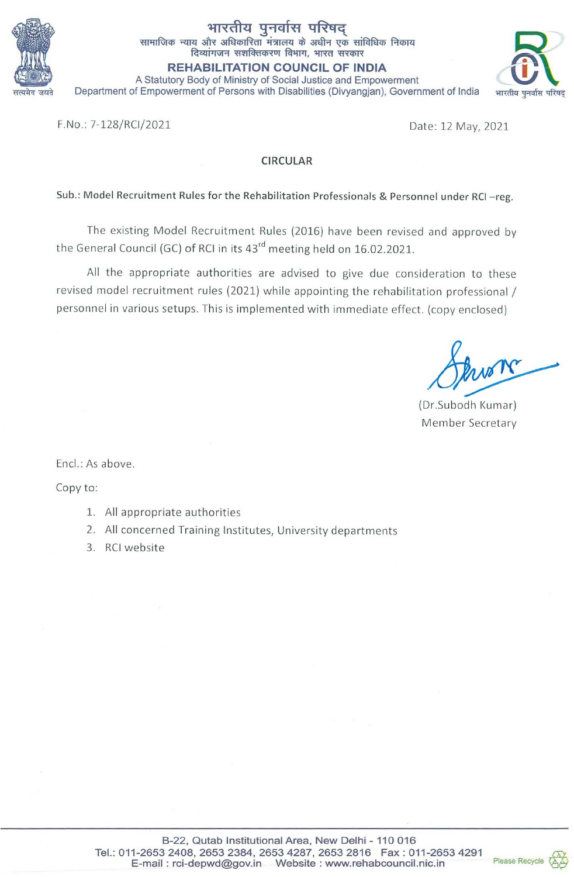भारतीय पुनर्वास परिषद्
सामाजिक न्याय और अधिकारिता मंत्रालय के अधीन एक सांविधिक निकाय
दिव्यांगजन सशक्तिकरण विभाग, भारत सरकार

**REHABILITATION COUNCIL OF INDIA**

A Statutory Body of Ministry of Social Justice and Empowerment
Department of Empowerment of Persons with Disabilities (Divyangjan), Government of India

F.No.: 7-128/RCI/2021

Date: 12 May, 2021

## CIRCULAR

**Sub.: Model Recruitment Rules for the Rehabilitation Professionals & Personnel under RCI –reg.**

The existing Model Recruitment Rules (2016) have been revised and approved by the General Council (GC) of RCI in its 43rd meeting held on 16.02.2021.

All the appropriate authorities are advised to give due consideration to these revised model recruitment rules (2021) while appointing the rehabilitation professional / personnel in various setups. This is implemented with immediate effect. (copy enclosed)

(Dr.Subodh Kumar)
Member Secretary

Encl.: As above.

Copy to:

1. All appropriate authorities
2. All concerned Training Institutes, University departments
3. RCI website

B-22, Qutab Institutional Area, New Delhi - 110 016
Tel.: 011-2653 2408, 2653 2384, 2653 4287, 2653 2816 Fax : 011-2653 4291
E-mail : rci-depwd@gov.in Website : www.rehabcouncil.nic.in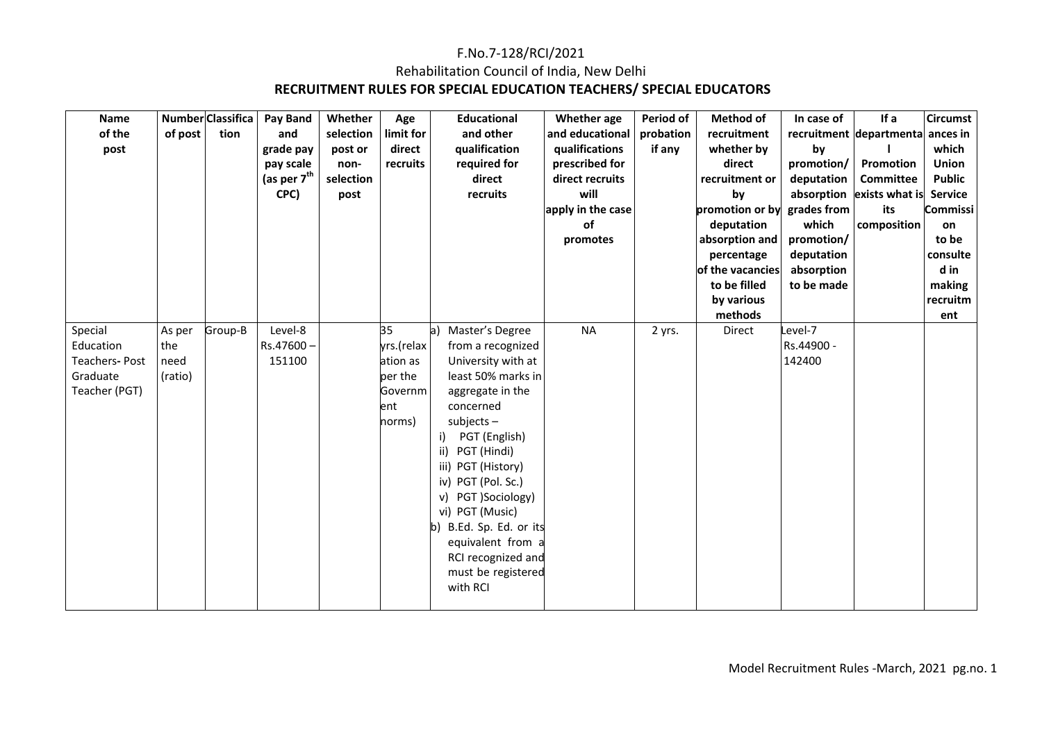F.No.7-128/RCI/2021

Rehabilitation Council of India, New Delhi

**RECRUITMENT RULES FOR SPECIAL EDUCATION TEACHERS/ SPECIAL EDUCATORS**

| Name of the post | Number of post | Classification | Pay Band and grade pay pay scale (as per 7th CPC) | Whether selection post or non-selection post | Age limit for direct recruits | Educational and other qualification required for direct recruits | Whether age and educational qualifications prescribed for direct recruits will apply in the case of promotes | Period of probation if any | Method of recruitment whether by direct recruitment or by promotion or by deputation absorption and percentage of the vacancies to be filled by various methods | In case of recruitment by promotion/ deputation absorption grades from which promotion/ deputation absorption to be made | If a departmental Promotion Committee exists what is its composition | Circumstances in which Union Public Commission to be consulted in making recruitment |
|---|---|---|---|---|---|---|---|---|---|---|---|---|
| Special Education Teachers- Post Graduate Teacher (PGT) | As per the need (ratio) | Group-B | Level-8 Rs.47600 – 151100 | | 35 yrs.(relaxation as per the Government norms) | a) Master's Degree from a recognized University with at least 50% marks in aggregate in the concerned subjects – i) PGT (English) ii) PGT (Hindi) iii) PGT (History) iv) PGT (Pol. Sc.) v) PGT )Sociology) vi) PGT (Music) b) B.Ed. Sp. Ed. or its equivalent from a RCI recognized and must be registered with RCI | NA | 2 yrs. | Direct | Level-7 Rs.44900 - 142400 | | |

Model Recruitment Rules -March, 2021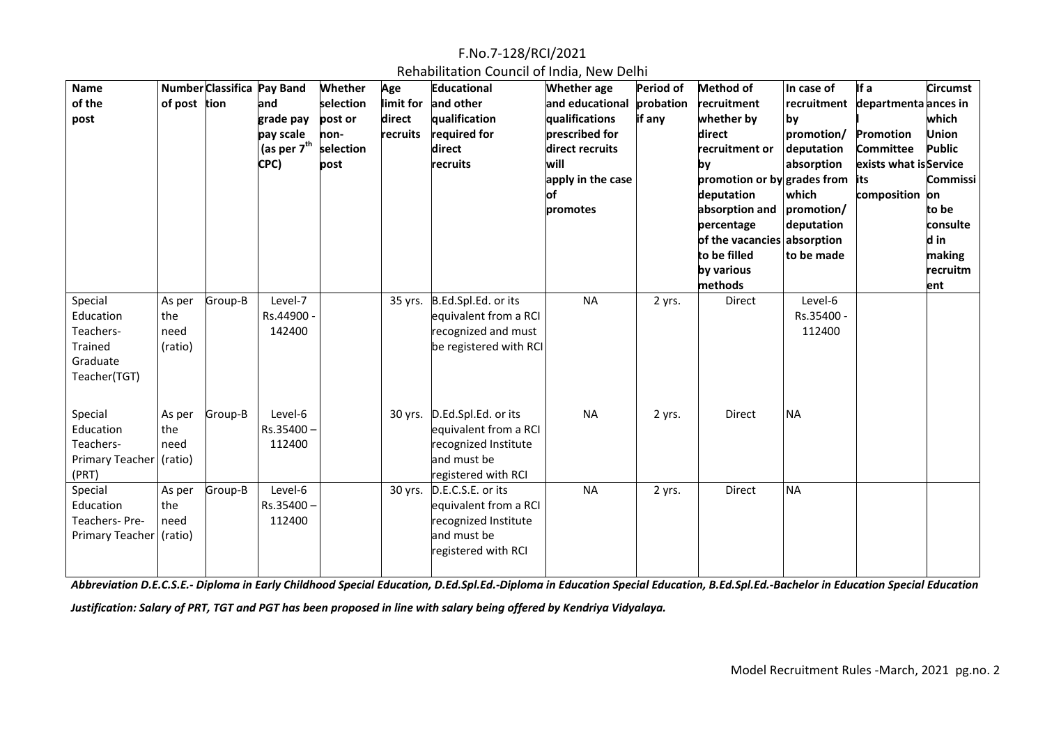F.No.7-128/RCI/2021

Rehabilitation Council of India, New Delhi

| Name of the post | Number of post | Classification | Pay Band and grade pay pay scale (as per 7[th] CPC) | Whether selection post or non-selection post | Age limit for direct recruits | Educational and other qualification required for direct recruits | Whether age and educational qualifications prescribed for direct recruits will apply in the case of promotes | Period of probation if any | Method of recruitment whether by direct recruitment or by promotion or by deputation absorption and percentage of the vacancies to be filled by various methods | In case of recruitment by promotion/ deputation absorption grades from which promotion/ deputation absorption to be made | If a departmental Promotion Committee exists what is its composition | Circumstances in which Union Public Service Commission to be consulted in making recruitment |
|---|---|---|---|---|---|---|---|---|---|---|---|---|
| Special Education Teachers-Trained Graduate Teacher(TGT) | As per the need (ratio) | Group-B | Level-7 Rs.44900 - 142400 | | 35 yrs. | B.Ed.Spl.Ed. or its equivalent from a RCI recognized and must be registered with RCI | NA | 2 yrs. | Direct | Level-6 Rs.35400 - 112400 | | |
| Special Education Teachers-Primary Teacher (PRT) | As per the need (ratio) | Group-B | Level-6 Rs.35400 – 112400 | | 30 yrs. | D.Ed.Spl.Ed. or its equivalent from a RCI recognized Institute and must be registered with RCI | NA | 2 yrs. | Direct | NA | | |
| Special Education Teachers- Pre-Primary Teacher | As per the need (ratio) | Group-B | Level-6 Rs.35400 – 112400 | | 30 yrs. | D.E.C.S.E. or its equivalent from a RCI recognized Institute and must be registered with RCI | NA | 2 yrs. | Direct | NA | | |

***Abbreviation D.E.C.S.E.- Diploma in Early Childhood Special Education, D.Ed.Spl.Ed.-Diploma in Education Special Education, B.Ed.Spl.Ed.-Bachelor in Education Special Education***

***Justification: Salary of PRT, TGT and PGT has been proposed in line with salary being offered by Kendriya Vidyalaya.***

Model Recruitment Rules -March, 2021 pg.no. 2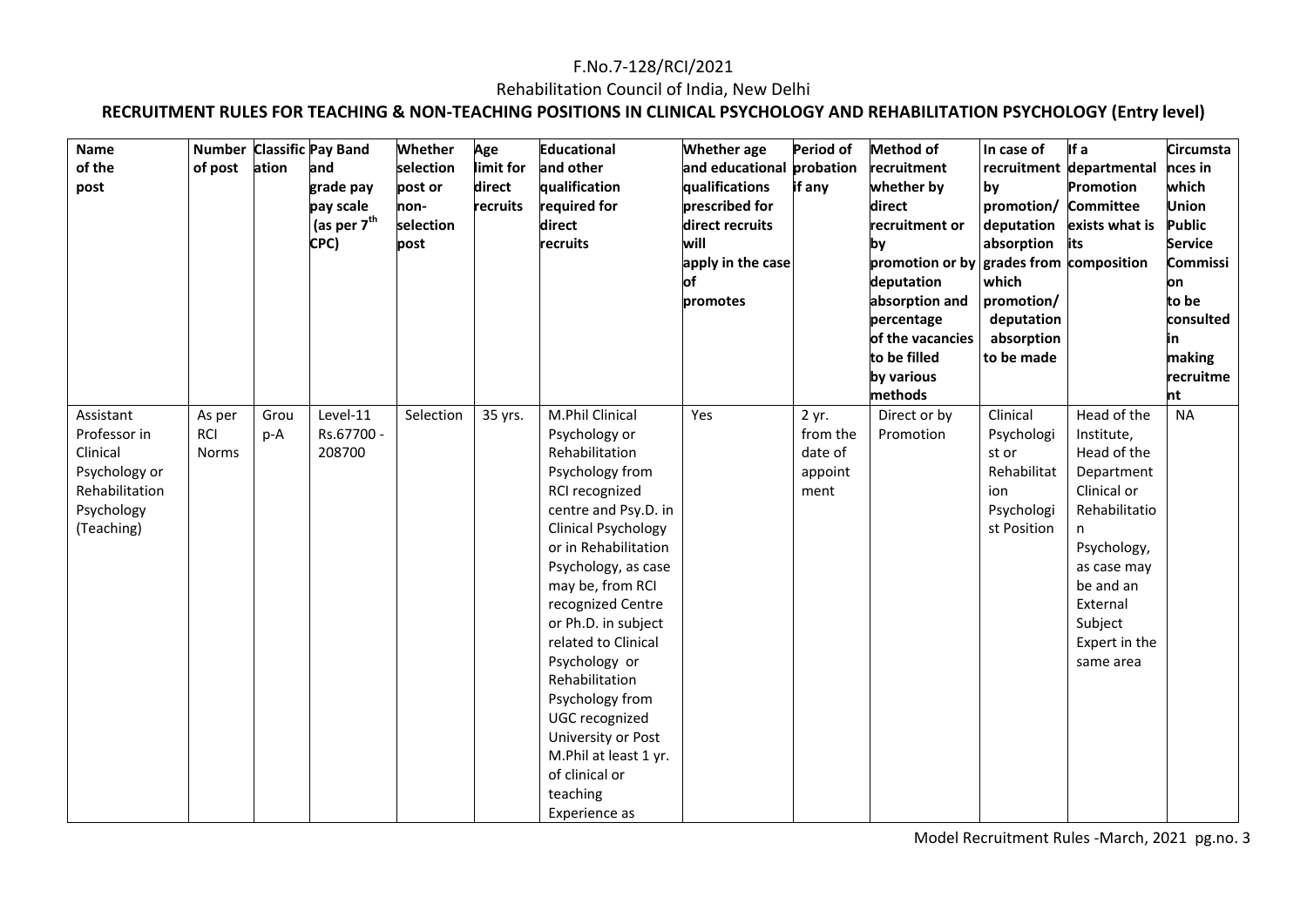F.No.7-128/RCI/2021

Rehabilitation Council of India, New Delhi

**RECRUITMENT RULES FOR TEACHING & NON-TEACHING POSITIONS IN CLINICAL PSYCHOLOGY AND REHABILITATION PSYCHOLOGY (Entry level)**

| Name of the post | Number of post | Classification | Pay Band and grade pay pay scale (as per 7th CPC) | Whether selection post or non-selection post | Age limit for direct recruits | Educational and other qualification required for direct recruits | Whether age and educational qualifications prescribed for direct recruits will apply in the case of promotes | Period of probation if any | Method of recruitment whether by direct recruitment or by promotion or by deputation absorption and percentage of the vacancies to be filled by various methods | In case of recruitment by promotion/ deputation absorption grades from which promotion/ deputation absorption to be made | If a departmental Promotion Committee exists what is its composition | Circumstances in which Union Public Service Commission to be consulted in making recruitment |
|---|---|---|---|---|---|---|---|---|---|---|---|---|
| Assistant Professor in Clinical Psychology or Rehabilitation Psychology (Teaching) | As per RCI Norms | Group-A | Level-11 Rs.67700 - 208700 | Selection | 35 yrs. | M.Phil Clinical Psychology or Rehabilitation Psychology from RCI recognized centre and Psy.D. in Clinical Psychology or in Rehabilitation Psychology, as case may be, from RCI recognized Centre or Ph.D. in subject related to Clinical Psychology or Rehabilitation Psychology from UGC recognized University or Post M.Phil at least 1 yr. of clinical or teaching Experience as | Yes | 2 yr. from the date of appointment | Direct or by Promotion | Clinical Psychologist or Rehabilitation Psychologist Position | Head of the Institute, Head of the Department Clinical or Rehabilitation Psychology, as case may be and an External Subject Expert in the same area | NA |

Model Recruitment Rules -March, 2021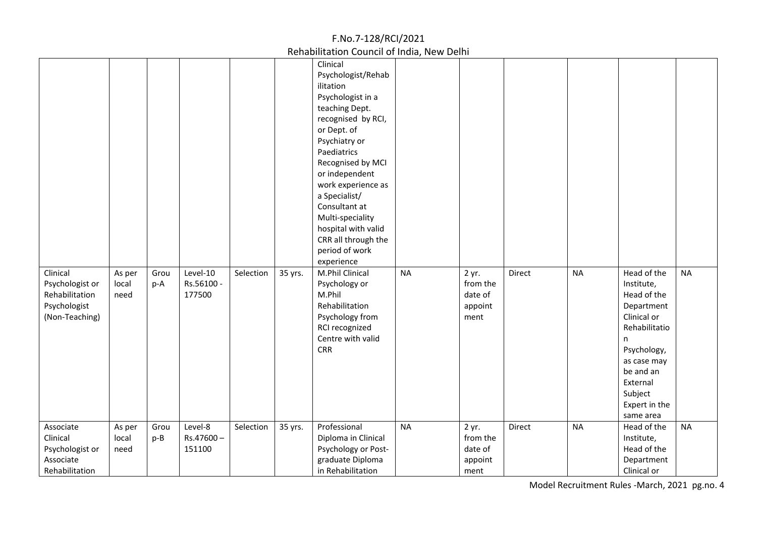| | | | | | | | | | | | | |
|---|---|---|---|---|---|---|---|---|---|---|---|---|
| | | | | | | Clinical Psychologist/Rehabilitation Psychologist in a teaching Dept. recognised by RCI, or Dept. of Psychiatry or Paediatrics Recognised by MCI or independent work experience as a Specialist/ Consultant at Multi-speciality hospital with valid CRR all through the period of work experience | | | | | | |
| Clinical Psychologist or Rehabilitation Psychologist (Non-Teaching) | As per local need | Group-A | Level-10 Rs.56100 - 177500 | Selection | 35 yrs. | M.Phil Clinical Psychology or M.Phil Rehabilitation Psychology from RCI recognized Centre with valid CRR | NA | 2 yr. from the date of appointment | Direct | NA | Head of the Institute, Head of the Department Clinical or Rehabilitation Psychology, as case may be and an External Subject Expert in the same area | NA |
| Associate Clinical Psychologist or Associate Rehabilitation | As per local need | Group-B | Level-8 Rs.47600 – 151100 | Selection | 35 yrs. | Professional Diploma in Clinical Psychology or Post-graduate Diploma in Rehabilitation | NA | 2 yr. from the date of appointment | Direct | NA | Head of the Institute, Head of the Department Clinical or | NA |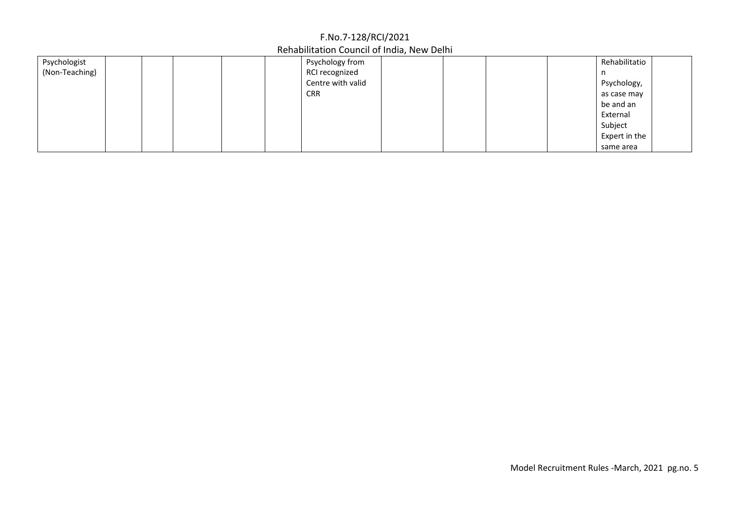| | | | | | | | | | | | | |
|---|---|---|---|---|---|---|---|---|---|---|---|---|
| Psychologist (Non-Teaching) | | | | | | Psychology from RCI recognized Centre with valid CRR | | | | | Rehabilitation Psychology, as case may be and an External Subject Expert in the same area | |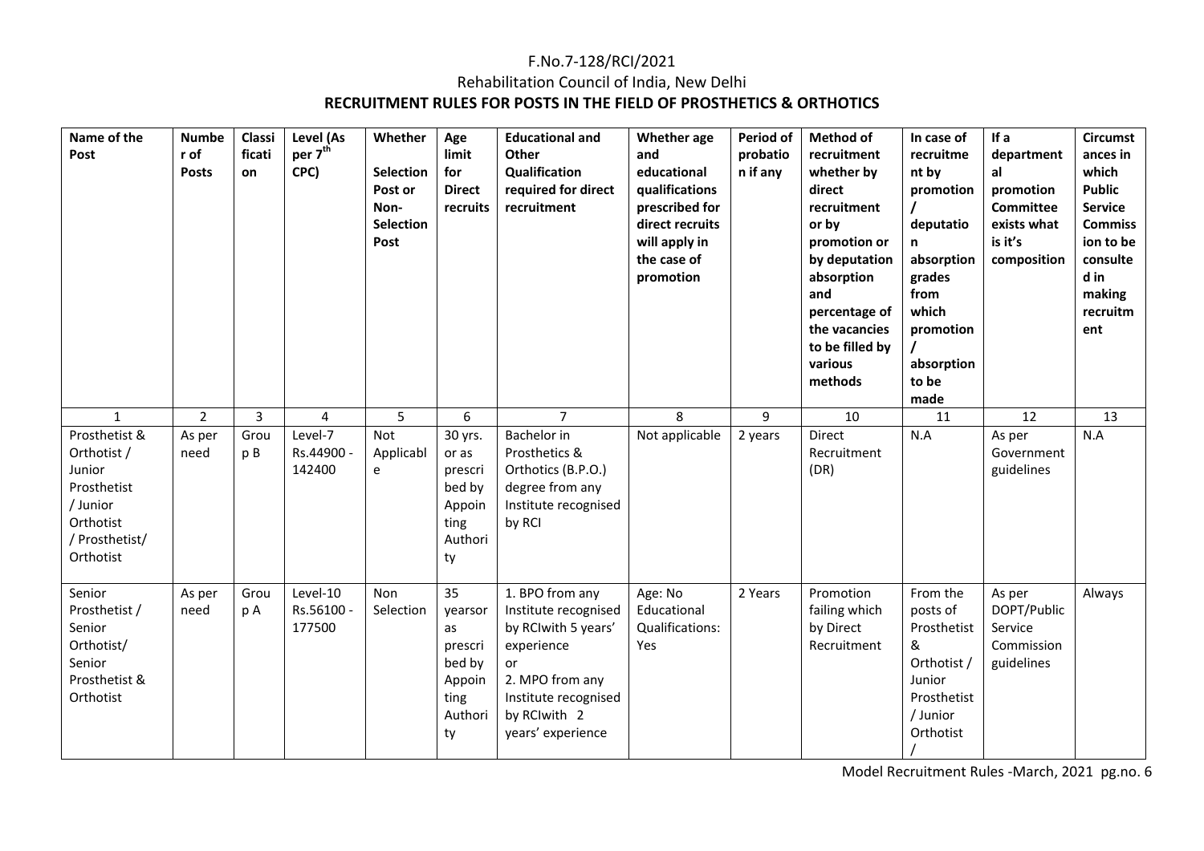F.No.7-128/RCI/2021

Rehabilitation Council of India, New Delhi

**RECRUITMENT RULES FOR POSTS IN THE FIELD OF PROSTHETICS & ORTHOTICS**

| Name of the Post | Number of Posts | Classification | Level (As per 7th CPC) | Whether Selection Post or Non-Selection Post | Age limit for Direct recruits | Educational and Other Qualification required for direct recruitment | Whether age and educational qualifications prescribed for direct recruits will apply in the case of promotion | Period of probation if any | Method of recruitment whether by direct recruitment or by promotion or by deputation absorption and percentage of the vacancies to be filled by various methods | In case of recruitment by promotion / deputation absorption grades from which promotion / absorption to be made | If a departmental promotion Committee exists what is it's composition | Circumstances in which Public Service Commission to be consulted in making recruitment |
|---|---|---|---|---|---|---|---|---|---|---|---|---|
| 1 | 2 | 3 | 4 | 5 | 6 | 7 | 8 | 9 | 10 | 11 | 12 | 13 |
| Prosthetist & Orthotist / Junior Prosthetist / Junior Orthotist / Prosthetist/ Orthotist | As per need | Group B | Level-7 Rs.44900 - 142400 | Not Applicable | 30 yrs. or as prescribed by Appointing Authority | Bachelor in Prosthetics & Orthotics (B.P.O.) degree from any Institute recognised by RCI | Not applicable | 2 years | Direct Recruitment (DR) | N.A | As per Government guidelines | N.A |
| Senior Prosthetist / Senior Orthotist/ Senior Prosthetist & Orthotist | As per need | Group A | Level-10 Rs.56100 - 177500 | Non Selection | 35 yearsor as prescribed by Appointing Authority | 1. BPO from any Institute recognised by RCIwith 5 years' experience or 2. MPO from any Institute recognised by RCIwith 2 years' experience | Age: No Educational Qualifications: Yes | 2 Years | Promotion failing which by Direct Recruitment | From the posts of Prosthetist & Orthotist / Junior Prosthetist / Junior Orthotist / | As per DOPT/Public Service Commission guidelines | Always |

Model Recruitment Rules -March, 2021 pg.no. 6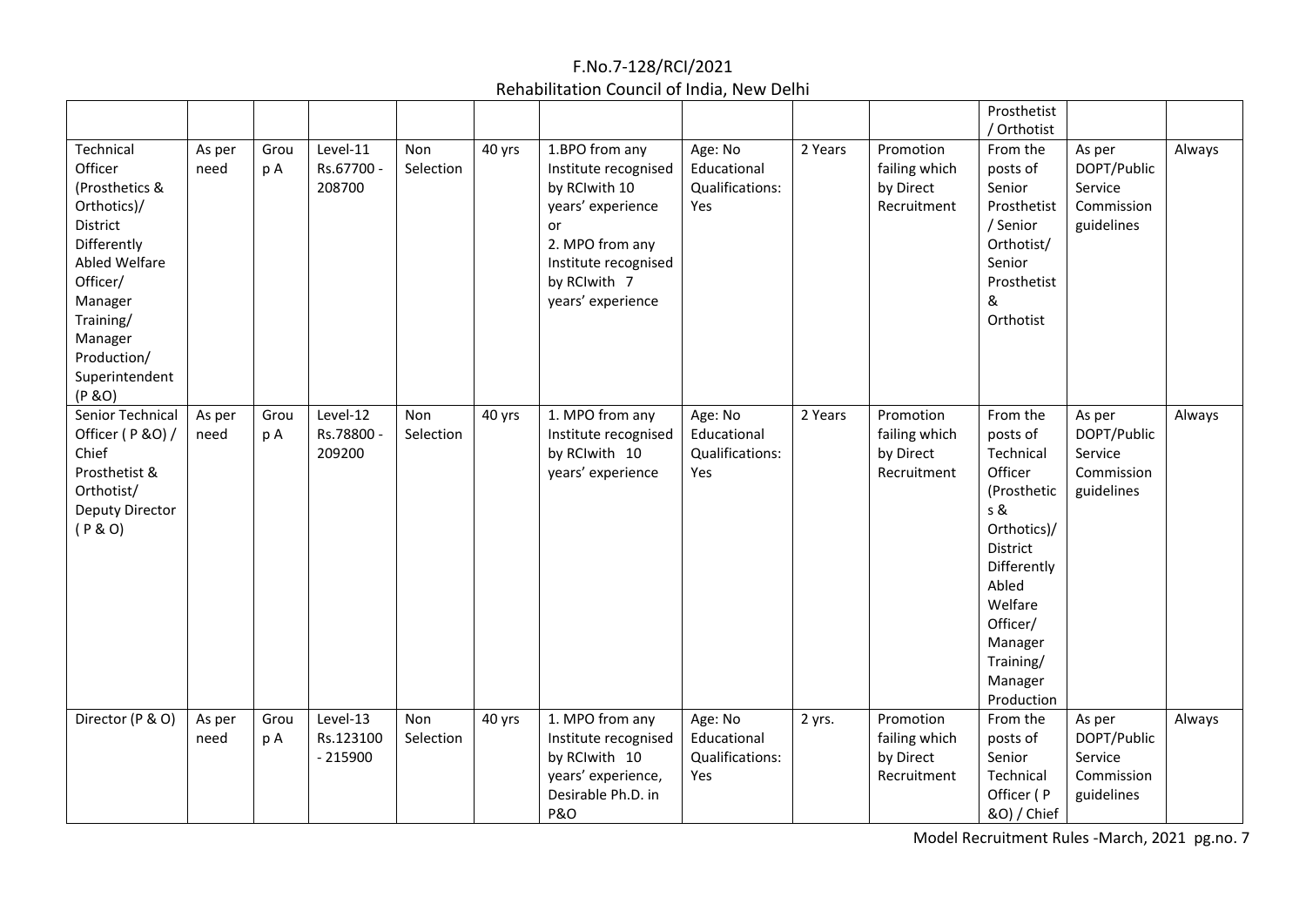| | | | | | | | | | | Prosthetist / Orthotist | | |
|---|---|---|---|---|---|---|---|---|---|---|---|---|
| Technical Officer (Prosthetics & Orthotics)/ District Differently Abled Welfare Officer/ Manager Training/ Manager Production/ Superintendent (P &O) | As per need | Group A | Level-11 Rs.67700 - 208700 | Non Selection | 40 yrs | 1.BPO from any Institute recognised by RCIwith 10 years' experience or 2. MPO from any Institute recognised by RCIwith 7 years' experience | Age: No Educational Qualifications: Yes | 2 Years | Promotion failing which by Direct Recruitment | From the posts of Senior Prosthetist / Senior Orthotist/ Senior Prosthetist & Orthotist | As per DOPT/Public Service Commission guidelines | Always |
| Senior Technical Officer ( P &O) / Chief Prosthetist & Orthotist/ Deputy Director ( P & O) | As per need | Group A | Level-12 Rs.78800 - 209200 | Non Selection | 40 yrs | 1. MPO from any Institute recognised by RCIwith 10 years' experience | Age: No Educational Qualifications: Yes | 2 Years | Promotion failing which by Direct Recruitment | From the posts of Technical Officer (Prosthetics & Orthotics)/ District Differently Abled Welfare Officer/ Manager Training/ Manager Production | As per DOPT/Public Service Commission guidelines | Always |
| Director (P & O) | As per need | Group A | Level-13 Rs.123100 - 215900 | Non Selection | 40 yrs | 1. MPO from any Institute recognised by RCIwith 10 years' experience, Desirable Ph.D. in P&O | Age: No Educational Qualifications: Yes | 2 yrs. | Promotion failing which by Direct Recruitment | From the posts of Senior Technical Officer ( P &O) / Chief | As per DOPT/Public Service Commission guidelines | Always |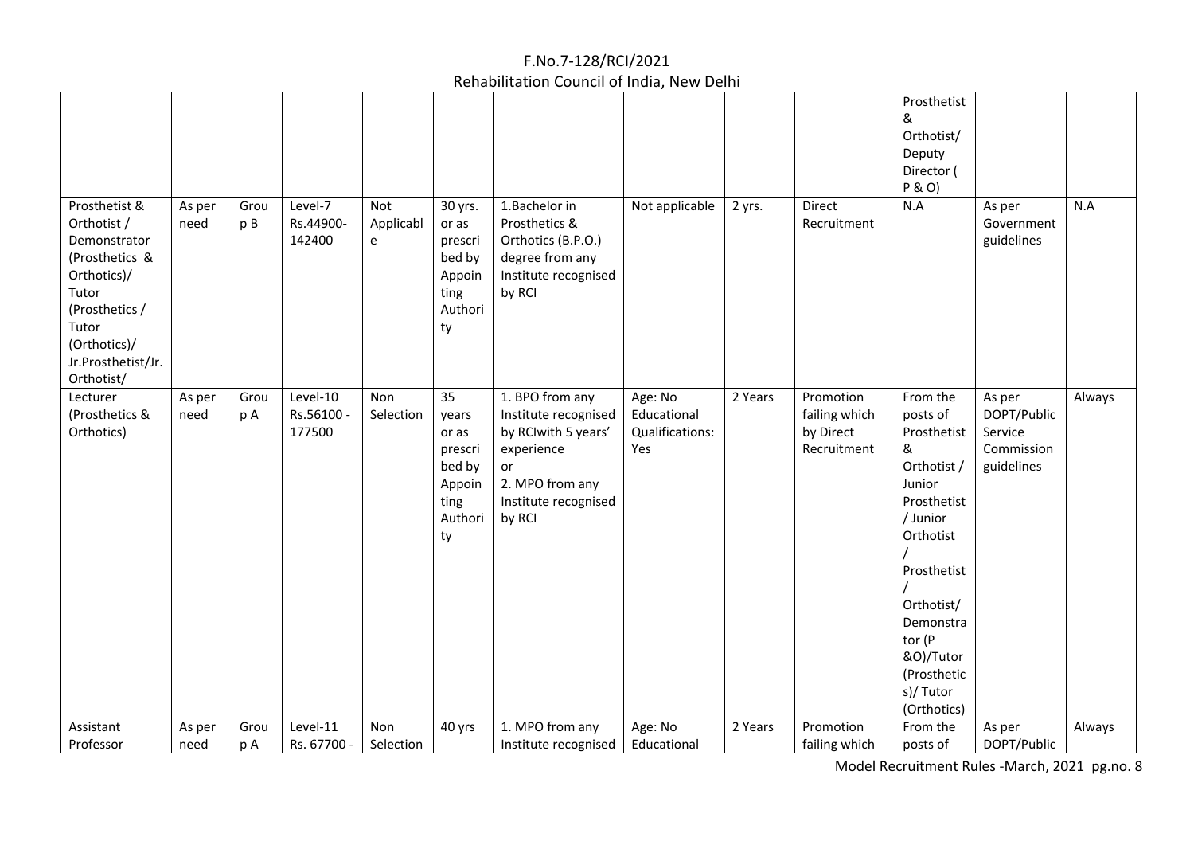| | | | | | | | | | | Prosthetist & Orthotist/ Deputy Director ( P & O) | | |
|---|---|---|---|---|---|---|---|---|---|---|---|---|
| Prosthetist & Orthotist / Demonstrator (Prosthetics & Orthotics)/ Tutor (Prosthetics / Tutor (Orthotics)/ Jr.Prosthetist/Jr. Orthotist/ | As per need | Group B | Level-7 Rs.44900-142400 | Not Applicable | 30 yrs. or as prescribed by Appointing Authority | 1.Bachelor in Prosthetics & Orthotics (B.P.O.) degree from any Institute recognised by RCI | Not applicable | 2 yrs. | Direct Recruitment | N.A | As per Government guidelines | N.A |
| Lecturer (Prosthetics & Orthotics) | As per need | Group A | Level-10 Rs.56100 - 177500 | Non Selection | 35 years or as prescribed by Appointing Authority | 1. BPO from any Institute recognised by RCIwith 5 years' experience or 2. MPO from any Institute recognised by RCI | Age: No Educational Qualifications: Yes | 2 Years | Promotion failing which by Direct Recruitment | From the posts of Prosthetist & Orthotist / Junior Prosthetist / Junior Orthotist / Prosthetist / Orthotist/ Demonstrator (P &O)/Tutor (Prosthetics)/ Tutor (Orthotics) | As per DOPT/Public Service Commission guidelines | Always |
| Assistant Professor | As per need | Group A | Level-11 Rs. 67700 - | Non Selection | 40 yrs | 1. MPO from any Institute recognised | Age: No Educational | 2 Years | Promotion failing which | From the posts of | As per DOPT/Public | Always |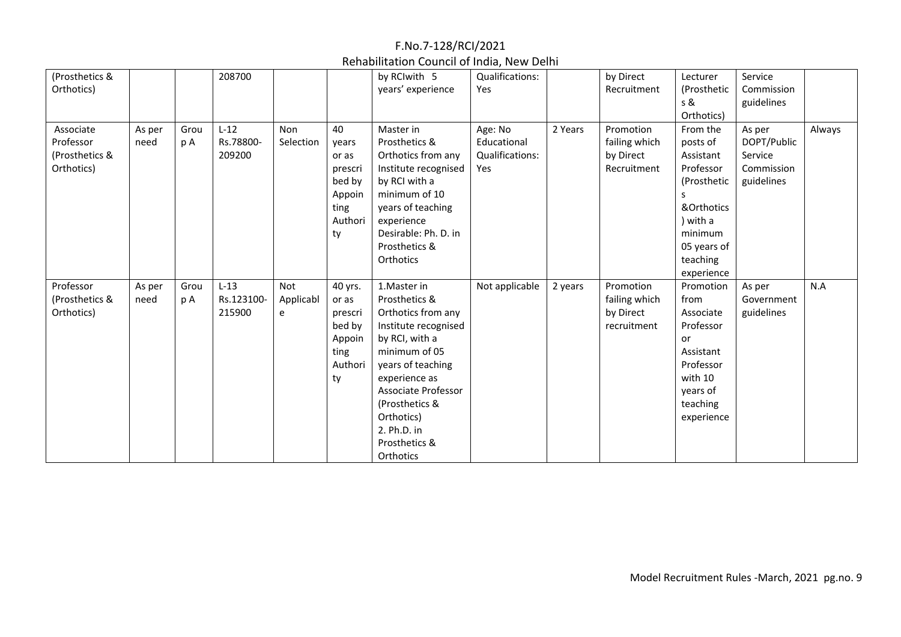F.No.7-128/RCI/2021
Rehabilitation Council of India, New Delhi

| | | | | | | | | | | | | |
|---|---|---|---|---|---|---|---|---|---|---|---|---|
| (Prosthetics & Orthotics) | | | 208700 | | | by RCIwith 5 years' experience | Qualifications: Yes | | by Direct Recruitment | Lecturer (Prosthetics & Orthotics) | Service Commission guidelines | |
| Associate Professor (Prosthetics & Orthotics) | As per need | Group A | L-12 Rs.78800-209200 | Non Selection | 40 years or as prescribed by Appointing Authority | Master in Prosthetics & Orthotics from any Institute recognised by RCI with a minimum of 10 years of teaching experience Desirable: Ph. D. in Prosthetics & Orthotics | Age: No Educational Qualifications: Yes | 2 Years | Promotion failing which by Direct Recruitment | From the posts of Assistant Professor (Prosthetics &Orthotics) with a minimum 05 years of teaching experience | As per DOPT/Public Service Commission guidelines | Always |
| Professor (Prosthetics & Orthotics) | As per need | Group A | L-13 Rs.123100-215900 | Not Applicable | 40 yrs. or as prescribed by Appointing Authority | 1.Master in Prosthetics & Orthotics from any Institute recognised by RCI, with a minimum of 05 years of teaching experience as Associate Professor (Prosthetics & Orthotics) 2. Ph.D. in Prosthetics & Orthotics | Not applicable | 2 years | Promotion failing which by Direct recruitment | Promotion from Associate Professor or Assistant Professor with 10 years of teaching experience | As per Government guidelines | N.A |

Model Recruitment Rules -March, 2021 pg.no. 9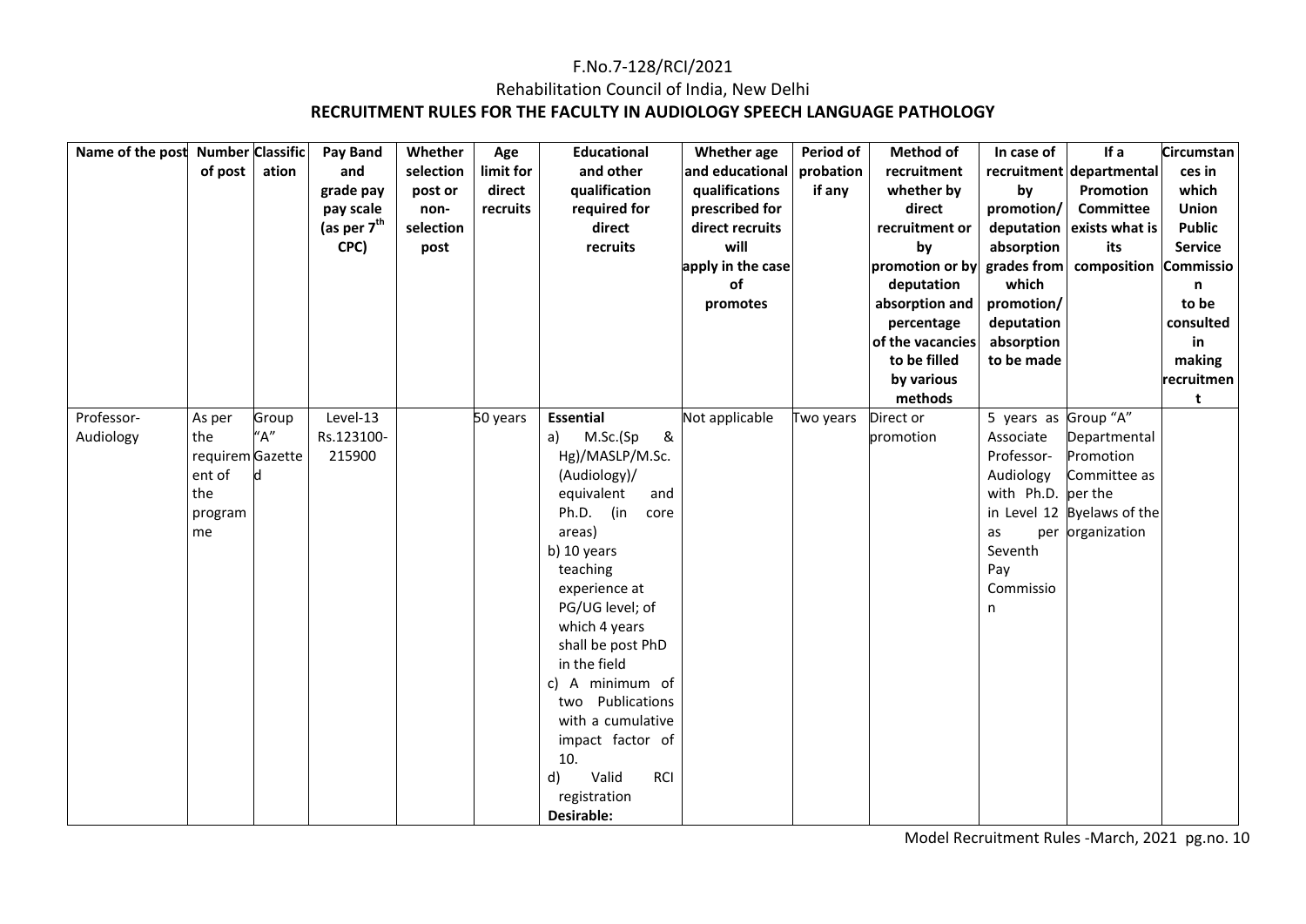F.No.7-128/RCI/2021

Rehabilitation Council of India, New Delhi

**RECRUITMENT RULES FOR THE FACULTY IN AUDIOLOGY SPEECH LANGUAGE PATHOLOGY**

| Name of the post | Number of post | Classification | Pay Band and grade pay pay scale (as per 7th CPC) | Whether selection post or non-selection post | Age limit for direct recruits | Educational and other qualification required for direct recruits | Whether age and educational qualifications prescribed for direct recruits will apply in the case of promotes | Period of probation if any | Method of recruitment whether by direct recruitment or by promotion or by deputation absorption and percentage of the vacancies to be filled by various methods | In case of recruitment by promotion/ deputation absorption grades from which promotion/ deputation absorption to be made | If a departmental Promotion Committee exists what is its composition | Circumstances in which Union Public Service Commission to be consulted in making recruitment |
|---|---|---|---|---|---|---|---|---|---|---|---|---|
| Professor-Audiology | As per the requirement of the programme | Group "A" Gazetted | Level-13 Rs.123100-215900 | | 50 years | **Essential** a) M.Sc.(Sp & Hg)/MASLP/M.Sc. (Audiology)/ equivalent and Ph.D. (in core areas) b) 10 years teaching experience at PG/UG level; of which 4 years shall be post PhD in the field c) A minimum of two Publications with a cumulative impact factor of 10. d) Valid RCI registration **Desirable:** | Not applicable | Two years | Direct or promotion | 5 years as Associate Professor-Audiology with Ph.D. in Level 12 as per Seventh Pay Commission | Group "A" Departmental Promotion Committee as per the Byelaws of the organization | |

Model Recruitment Rules -March, 2021 pg.no. 10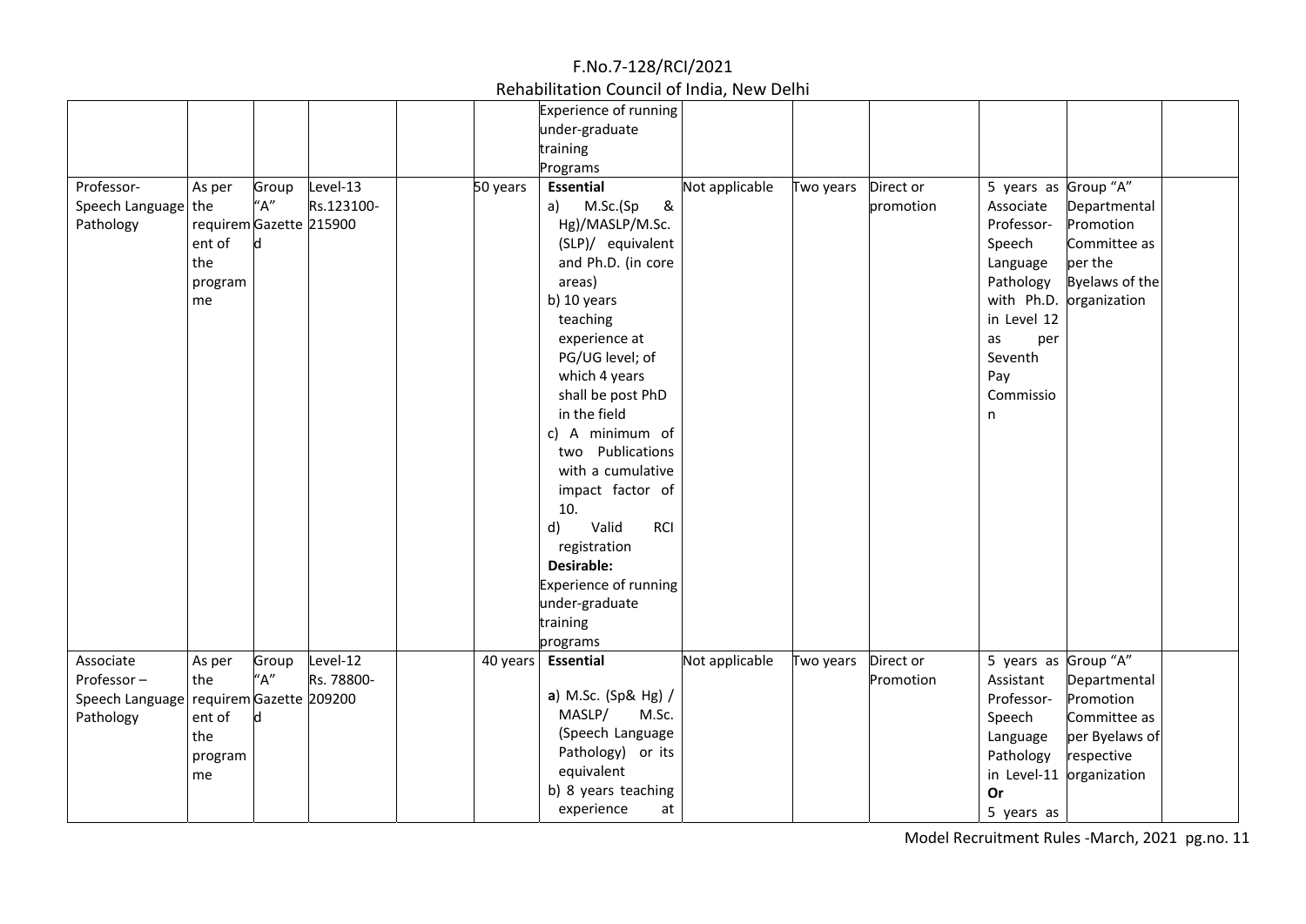| | | | | | | | | | | | | |
|---|---|---|---|---|---|---|---|---|---|---|---|---|
| | | | | | | Experience of running under-graduate training Programs | | | | | | |
| Professor-Speech Language Pathology | As per the requirement of the programme | Group "A" Gazetted | Level-13 Rs.123100-215900 | | 50 years | **Essential** a) M.Sc.(Sp & Hg)/MASLP/M.Sc. (SLP)/ equivalent and Ph.D. (in core areas) b) 10 years teaching experience at PG/UG level; of which 4 years shall be post PhD in the field c) A minimum of two Publications with a cumulative impact factor of 10. d) Valid RCI registration **Desirable:** Experience of running under-graduate training programs | Not applicable | Two years | Direct or promotion | 5 years as Associate Professor-Speech Language Pathology with Ph.D. in Level 12 as per Seventh Pay Commission | Group "A" Departmental Promotion Committee as per the Byelaws of the organization | |
| Associate Professor – Speech Language Pathology | As per the requirement of the programme | Group "A" Gazetted | Level-12 Rs. 78800-209200 | | 40 years | **Essential** a) M.Sc. (Sp& Hg) / MASLP/ M.Sc. (Speech Language Pathology) or its equivalent b) 8 years teaching experience at | Not applicable | Two years | Direct or Promotion | 5 years as Assistant Professor-Speech Language Pathology in Level-11 **Or** 5 years as | Group "A" Departmental Promotion Committee as per Byelaws of respective organization | |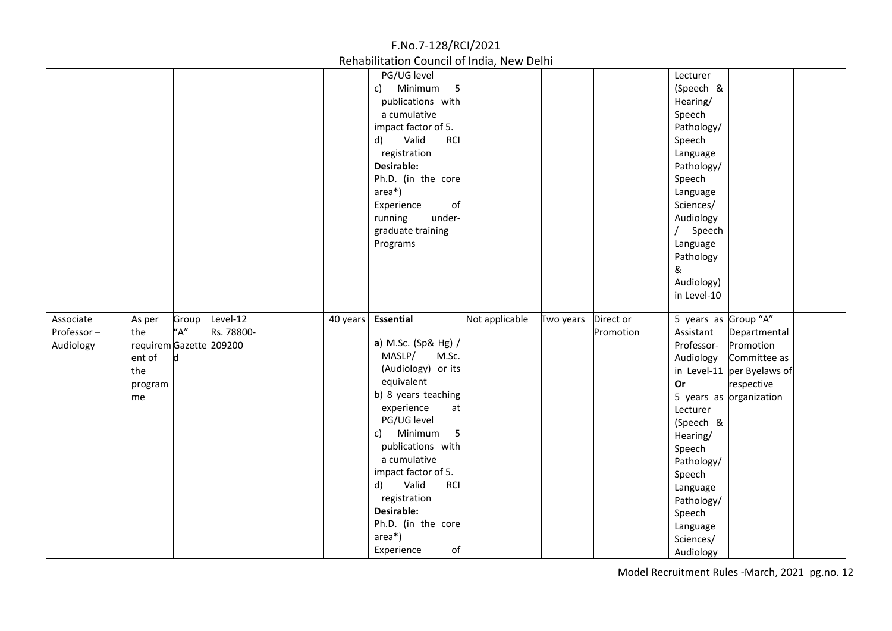| | | | | | | PG/UG level<br>c) Minimum 5 publications with a cumulative impact factor of 5.<br>d) Valid RCI registration<br>**Desirable:**<br>Ph.D. (in the core area*)<br>Experience of running under-graduate training Programs | | | | Lecturer (Speech & Hearing/ Speech Pathology/ Speech Language Pathology/ Speech Language Sciences/ Audiology / Speech Language Pathology & Audiology) in Level-10 | | |
|---|---|---|---|---|---|---|---|---|---|---|---|---|
| Associate Professor – Audiology | As per the requirement of the programme | Group "A" Gazetted | Level-12 Rs. 78800-209200 | | 40 years | **Essential**<br>**a**) M.Sc. (Sp& Hg) / MASLP/ M.Sc. (Audiology) or its equivalent<br>b) 8 years teaching experience at PG/UG level<br>c) Minimum 5 publications with a cumulative impact factor of 5.<br>d) Valid RCI registration<br>**Desirable:**<br>Ph.D. (in the core area*)<br>Experience of | Not applicable | Two years | Direct or Promotion | 5 years as Assistant Professor-Audiology in Level-11<br>**Or**<br>5 years as Lecturer (Speech & Hearing/ Speech Pathology/ Speech Language Pathology/ Speech Language Sciences/ Audiology | Group "A" Departmental Promotion Committee as per Byelaws of respective organization | |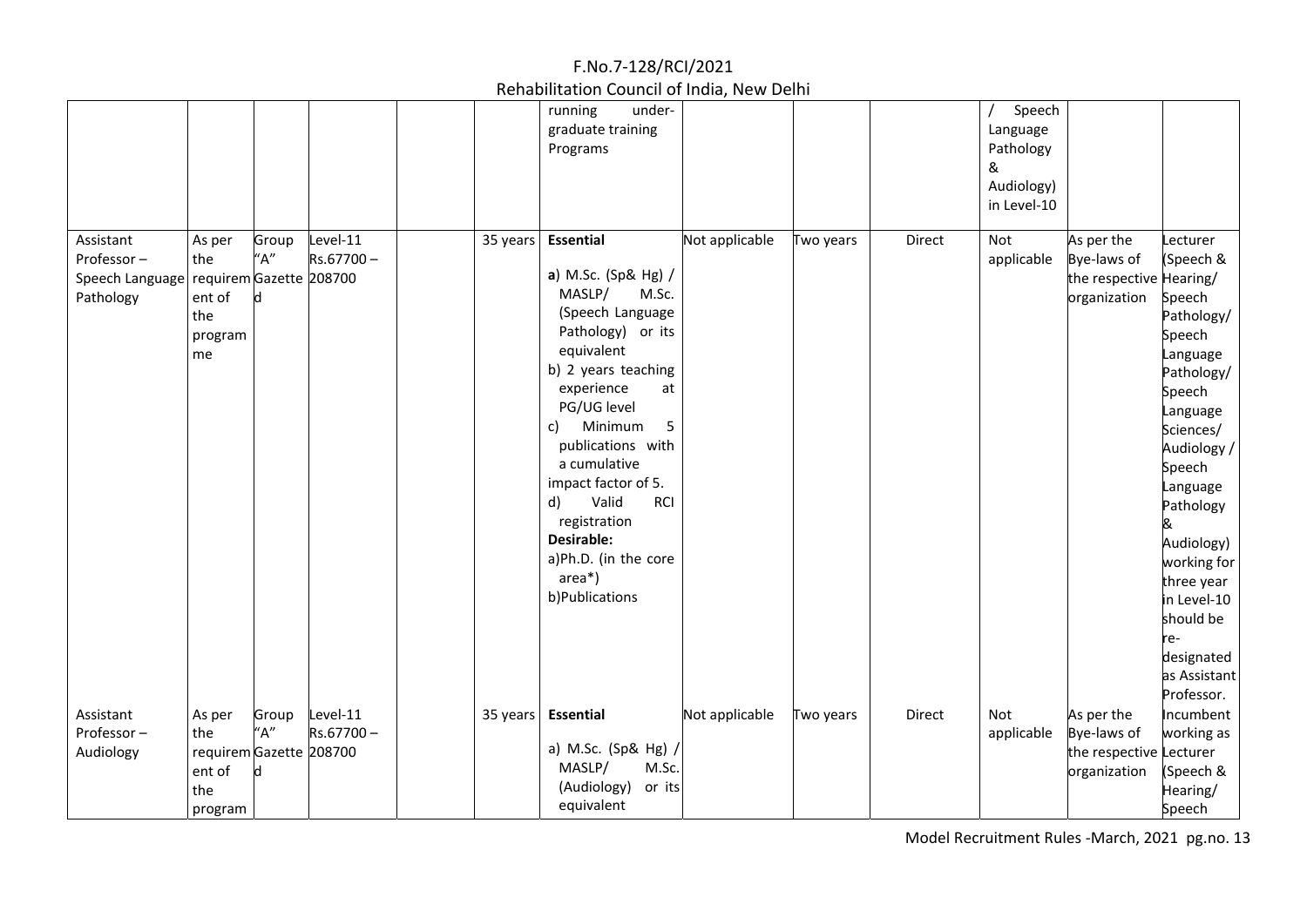| | | | | | | running under-graduate training Programs | | | | / Speech Language Pathology & Audiology) in Level-10 | | |
|---|---|---|---|---|---|---|---|---|---|---|---|---|
| Assistant Professor – Speech Language Pathology | As per the requirement of the programme | Group "A" Gazetted | Level-11 Rs.67700 – 208700 | | 35 years | **Essential** a) M.Sc. (Sp& Hg) / MASLP/ M.Sc. (Speech Language Pathology) or its equivalent b) 2 years teaching experience at PG/UG level c) Minimum 5 publications with a cumulative impact factor of 5. d) Valid RCI registration **Desirable:** a)Ph.D. (in the core area*) b)Publications | Not applicable | Two years | Direct | Not applicable | As per the Bye-laws of the respective organization | Lecturer (Speech & Hearing/ Speech Pathology/ Speech Language Pathology/ Speech Language Sciences/ Audiology / Speech Language Pathology & Audiology) working for three year in Level-10 should be re-designated as Assistant Professor. |
| Assistant Professor – Audiology | As per the requirement of the program | Group "A" Gazetted | Level-11 Rs.67700 – 208700 | | 35 years | **Essential** a) M.Sc. (Sp& Hg) / MASLP/ M.Sc. (Audiology) or its equivalent | Not applicable | Two years | Direct | Not applicable | As per the Bye-laws of the respective organization | Incumbent working as Lecturer (Speech & Hearing/ Speech |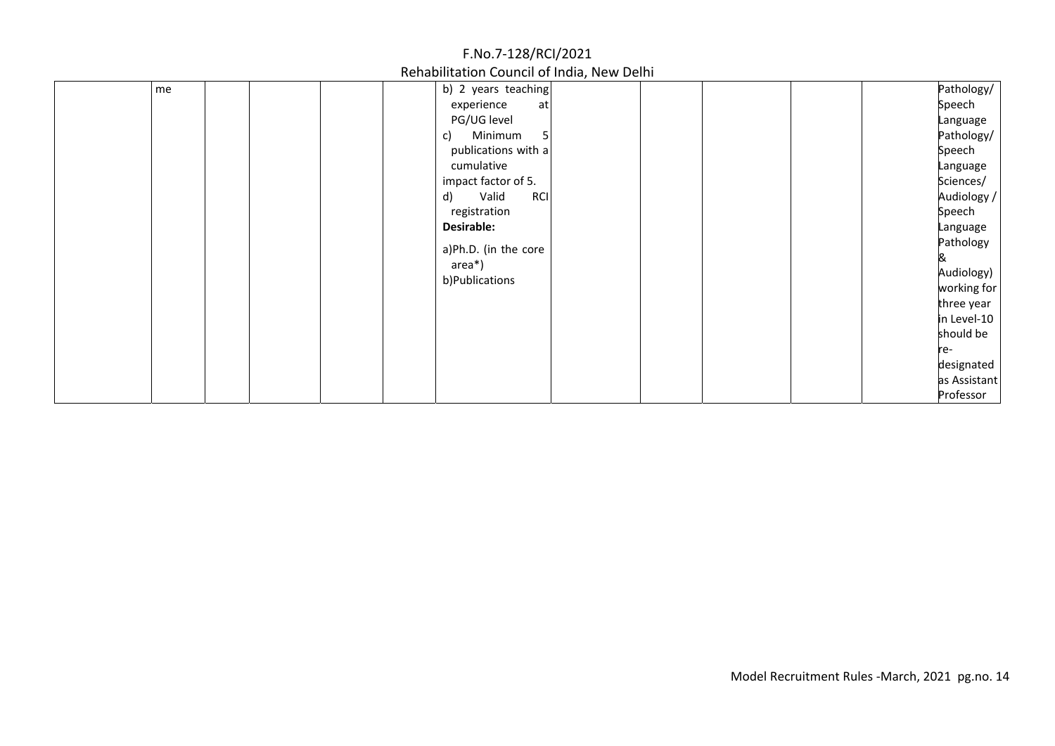| | | | | | | | | | | | | |
|---|---|---|---|---|---|---|---|---|---|---|---|---|
| | me | | | | | b) 2 years teaching experience at PG/UG level<br>c) Minimum 5 publications with a cumulative impact factor of 5.<br>d) Valid RCI registration<br>**Desirable:**<br>a)Ph.D. (in the core area*)<br>b)Publications | | | | | | Pathology/ Speech Language Pathology/ Speech Language Sciences/ Audiology / Speech Language Pathology & Audiology) working for three year in Level-10 should be re-designated as Assistant Professor |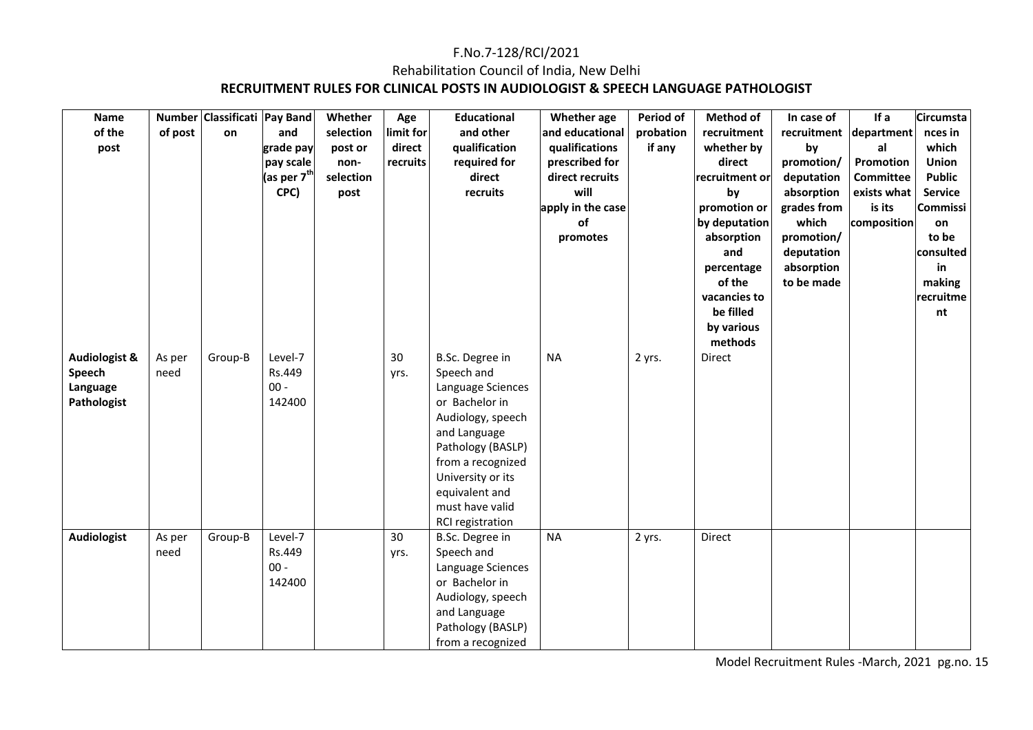F.No.7-128/RCI/2021

Rehabilitation Council of India, New Delhi

**RECRUITMENT RULES FOR CLINICAL POSTS IN AUDIOLOGIST & SPEECH LANGUAGE PATHOLOGIST**

| Name of the post | Number of post | Classification | Pay Band and grade pay pay scale (as per 7th CPC) | Whether selection post or non-selection post | Age limit for direct recruits | Educational and other qualification required for direct recruits | Whether age and educational qualifications prescribed for direct recruits will apply in the case of promotes | Period of probation if any | Method of recruitment whether by direct recruitment or by promotion or by deputation absorption and percentage of the vacancies to be filled by various methods | In case of recruitment by promotion/ deputation absorption grades from which promotion/ deputation absorption to be made | If a departmental Promotion Committee exists what is its composition | Circumstances in which Union Public Commission to be consulted in making recruitment |
|---|---|---|---|---|---|---|---|---|---|---|---|---|
| **Audiologist & Speech Language Pathologist** | As per need | Group-B | Level-7 Rs.44900 - 142400 | | 30 yrs. | B.Sc. Degree in Speech and Language Sciences or Bachelor in Audiology, speech and Language Pathology (BASLP) from a recognized University or its equivalent and must have valid RCI registration | NA | 2 yrs. | Direct | | | |
| **Audiologist** | As per need | Group-B | Level-7 Rs.44900 - 142400 | | 30 yrs. | B.Sc. Degree in Speech and Language Sciences or Bachelor in Audiology, speech and Language Pathology (BASLP) from a recognized | NA | 2 yrs. | Direct | | | |

Model Recruitment Rules -March, 2021 pg.no. 15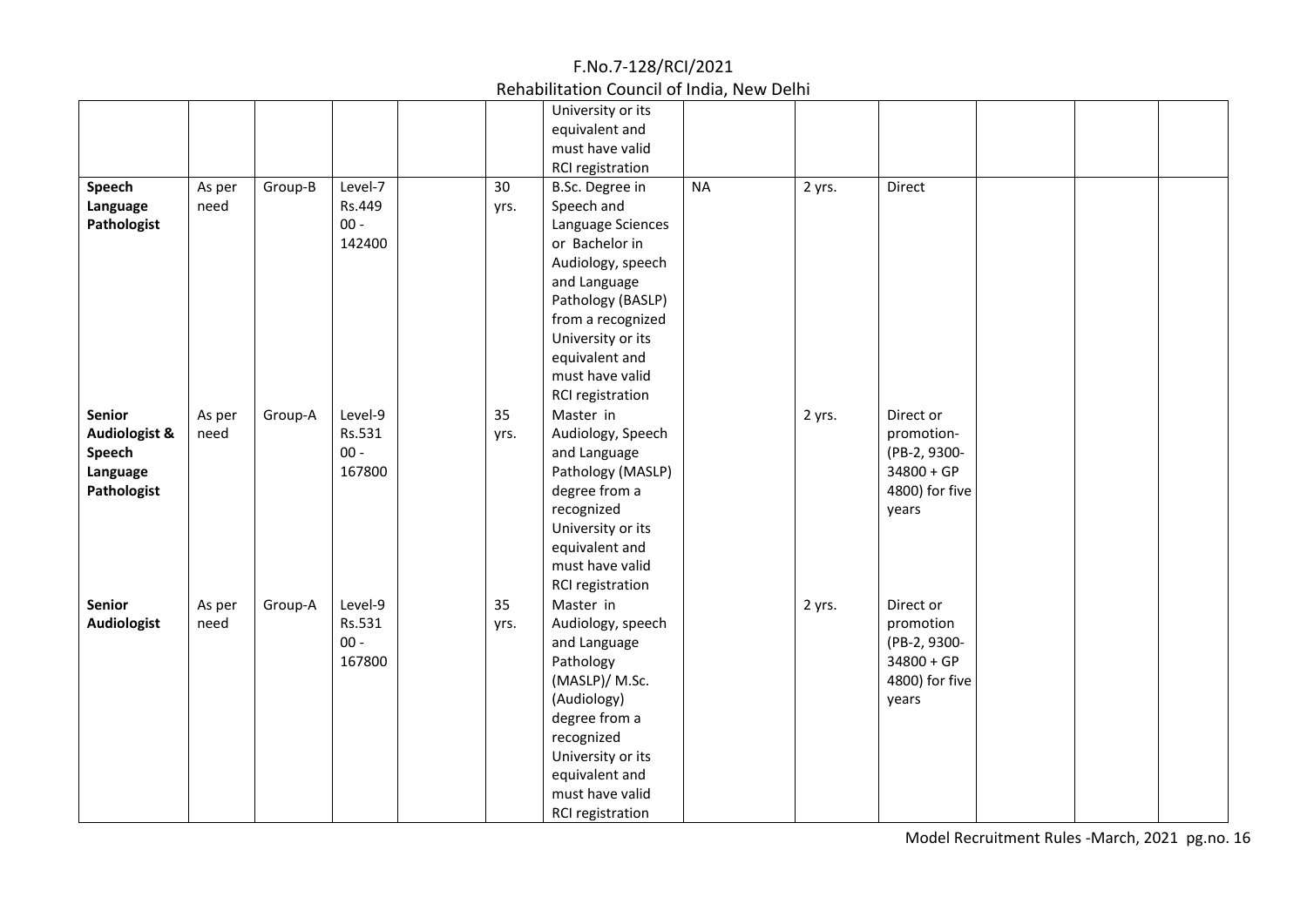| | | | | | | | | | | | | |
|---|---|---|---|---|---|---|---|---|---|---|---|---|
| | | | | | | University or its equivalent and must have valid RCI registration | | | | | | |
| **Speech Language Pathologist** | As per need | Group-B | Level-7 Rs.44900 - 142400 | | 30 yrs. | B.Sc. Degree in Speech and Language Sciences or Bachelor in Audiology, speech and Language Pathology (BASLP) from a recognized University or its equivalent and must have valid RCI registration | NA | 2 yrs. | Direct | | | |
| **Senior Audiologist & Speech Language Pathologist** | As per need | Group-A | Level-9 Rs.53100 - 167800 | | 35 yrs. | Master in Audiology, Speech and Language Pathology (MASLP) degree from a recognized University or its equivalent and must have valid RCI registration | | 2 yrs. | Direct or promotion- (PB-2, 9300-34800 + GP 4800) for five years | | | |
| **Senior Audiologist** | As per need | Group-A | Level-9 Rs.53100 - 167800 | | 35 yrs. | Master in Audiology, speech and Language Pathology (MASLP)/ M.Sc. (Audiology) degree from a recognized University or its equivalent and must have valid RCI registration | | 2 yrs. | Direct or promotion (PB-2, 9300-34800 + GP 4800) for five years | | | |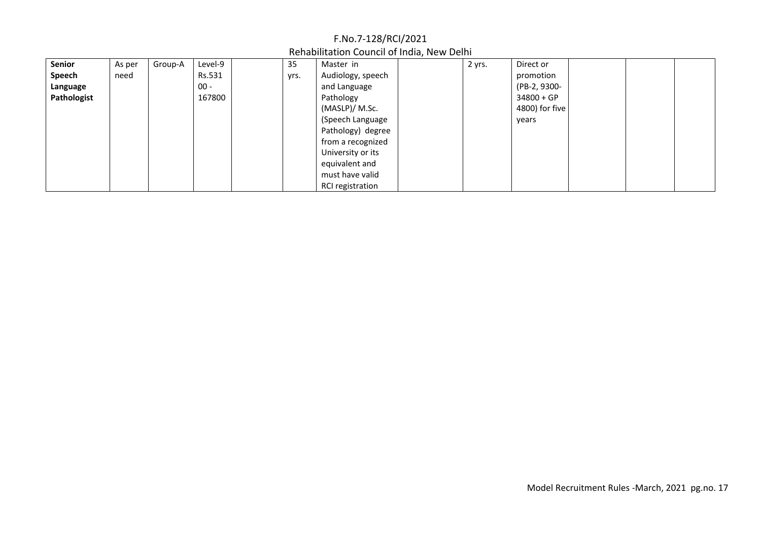| | | | | | | | | | | | | |
|---|---|---|---|---|---|---|---|---|---|---|---|---|
| **Senior Speech Language Pathologist** | As per need | Group-A | Level-9 Rs.53100 - 167800 | | 35 yrs. | Master in Audiology, speech and Language Pathology (MASLP)/ M.Sc. (Speech Language Pathology) degree from a recognized University or its equivalent and must have valid RCI registration | | 2 yrs. | Direct or promotion (PB-2, 9300-34800 + GP 4800) for five years | | | |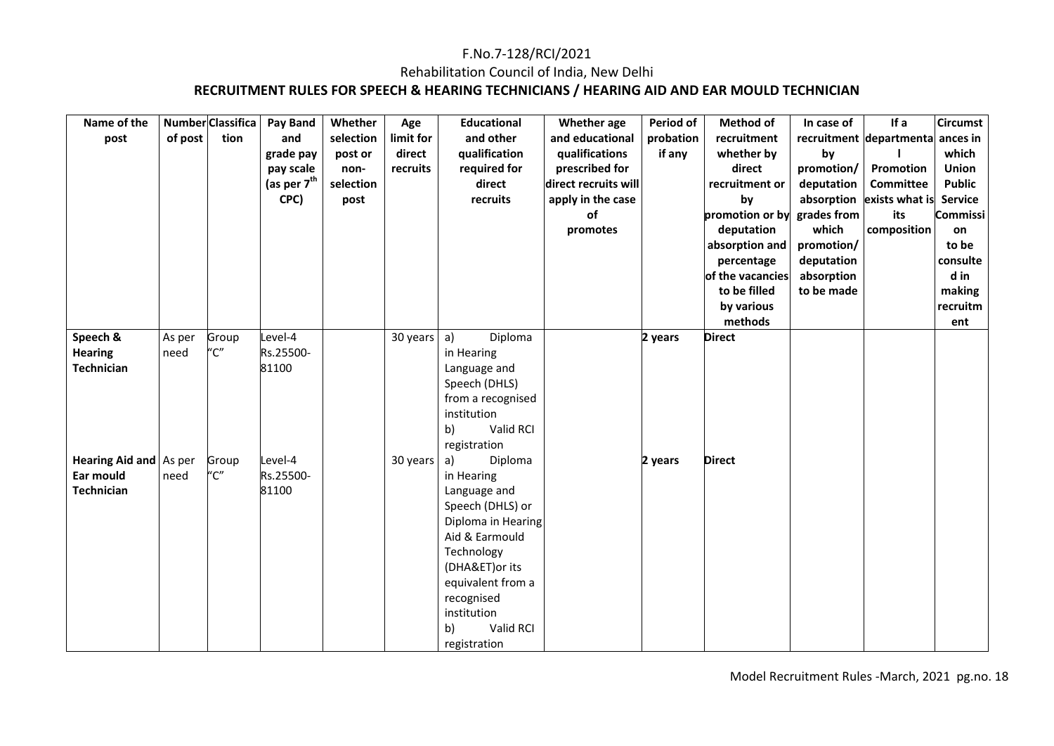F.No.7-128/RCI/2021

Rehabilitation Council of India, New Delhi

**RECRUITMENT RULES FOR SPEECH & HEARING TECHNICIANS / HEARING AID AND EAR MOULD TECHNICIAN**

| Name of the post | Number of post | Classification | Pay Band and grade pay pay scale (as per 7th CPC) | Whether selection post or non-selection post | Age limit for direct recruits | Educational and other qualification required for direct recruits | Whether age and educational qualifications prescribed for direct recruits will apply in the case of promotes | Period of probation if any | Method of recruitment whether by direct recruitment or by promotion or by deputation absorption and percentage of the vacancies to be filled by various methods | In case of recruitment by promotion/ deputation absorption grades from which promotion/ deputation absorption to be made | If a departmental Promotion Committee exists what is its composition | Circumstances in which Union Public Service Commission to be consulted in making recruitment |
|---|---|---|---|---|---|---|---|---|---|---|---|---|
| **Speech & Hearing Technician** | As per need | Group "C" | Level-4 Rs.25500-81100 | | 30 years | a) Diploma in Hearing Language and Speech (DHLS) from a recognised institution<br>b) Valid RCI registration | | 2 years | **Direct** | | | |
| **Hearing Aid and Ear mould Technician** | As per need | Group "C" | Level-4 Rs.25500-81100 | | 30 years | a) Diploma in Hearing Language and Speech (DHLS) or Diploma in Hearing Aid & Earmould Technology (DHA&ET)or its equivalent from a recognised institution<br>b) Valid RCI registration | | 2 years | **Direct** | | | |

Model Recruitment Rules -March, 2021 pg.no. 18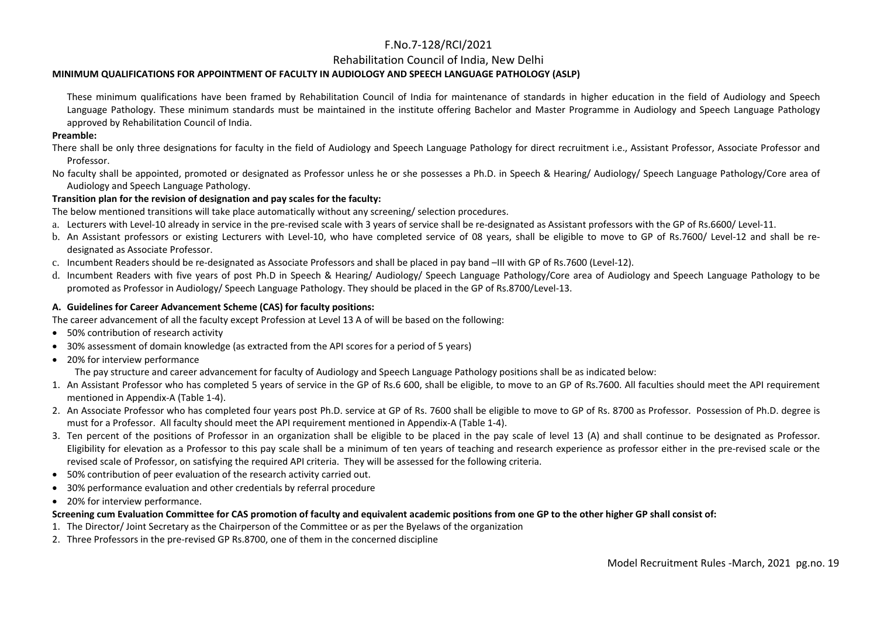F.No.7-128/RCI/2021

Rehabilitation Council of India, New Delhi

**MINIMUM QUALIFICATIONS FOR APPOINTMENT OF FACULTY IN AUDIOLOGY AND SPEECH LANGUAGE PATHOLOGY (ASLP)**

These minimum qualifications have been framed by Rehabilitation Council of India for maintenance of standards in higher education in the field of Audiology and Speech Language Pathology. These minimum standards must be maintained in the institute offering Bachelor and Master Programme in Audiology and Speech Language Pathology approved by Rehabilitation Council of India.

**Preamble:**

There shall be only three designations for faculty in the field of Audiology and Speech Language Pathology for direct recruitment i.e., Assistant Professor, Associate Professor and Professor.

No faculty shall be appointed, promoted or designated as Professor unless he or she possesses a Ph.D. in Speech & Hearing/ Audiology/ Speech Language Pathology/Core area of Audiology and Speech Language Pathology.

**Transition plan for the revision of designation and pay scales for the faculty:**

The below mentioned transitions will take place automatically without any screening/ selection procedures.

a. Lecturers with Level-10 already in service in the pre-revised scale with 3 years of service shall be re-designated as Assistant professors with the GP of Rs.6600/ Level-11.
b. An Assistant professors or existing Lecturers with Level-10, who have completed service of 08 years, shall be eligible to move to GP of Rs.7600/ Level-12 and shall be re-designated as Associate Professor.
c. Incumbent Readers should be re-designated as Associate Professors and shall be placed in pay band –III with GP of Rs.7600 (Level-12).
d. Incumbent Readers with five years of post Ph.D in Speech & Hearing/ Audiology/ Speech Language Pathology/Core area of Audiology and Speech Language Pathology to be promoted as Professor in Audiology/ Speech Language Pathology. They should be placed in the GP of Rs.8700/Level-13.

**A. Guidelines for Career Advancement Scheme (CAS) for faculty positions:**

The career advancement of all the faculty except Profession at Level 13 A of will be based on the following:

- 50% contribution of research activity
- 30% assessment of domain knowledge (as extracted from the API scores for a period of 5 years)
- 20% for interview performance

The pay structure and career advancement for faculty of Audiology and Speech Language Pathology positions shall be as indicated below:

1. An Assistant Professor who has completed 5 years of service in the GP of Rs.6 600, shall be eligible, to move to an GP of Rs.7600. All faculties should meet the API requirement mentioned in Appendix-A (Table 1-4).
2. An Associate Professor who has completed four years post Ph.D. service at GP of Rs. 7600 shall be eligible to move to GP of Rs. 8700 as Professor. Possession of Ph.D. degree is must for a Professor. All faculty should meet the API requirement mentioned in Appendix-A (Table 1-4).
3. Ten percent of the positions of Professor in an organization shall be eligible to be placed in the pay scale of level 13 (A) and shall continue to be designated as Professor. Eligibility for elevation as a Professor to this pay scale shall be a minimum of ten years of teaching and research experience as professor either in the pre-revised scale or the revised scale of Professor, on satisfying the required API criteria. They will be assessed for the following criteria.

- 50% contribution of peer evaluation of the research activity carried out.
- 30% performance evaluation and other credentials by referral procedure
- 20% for interview performance.

**Screening cum Evaluation Committee for CAS promotion of faculty and equivalent academic positions from one GP to the other higher GP shall consist of:**

1. The Director/ Joint Secretary as the Chairperson of the Committee or as per the Byelaws of the organization
2. Three Professors in the pre-revised GP Rs.8700, one of them in the concerned discipline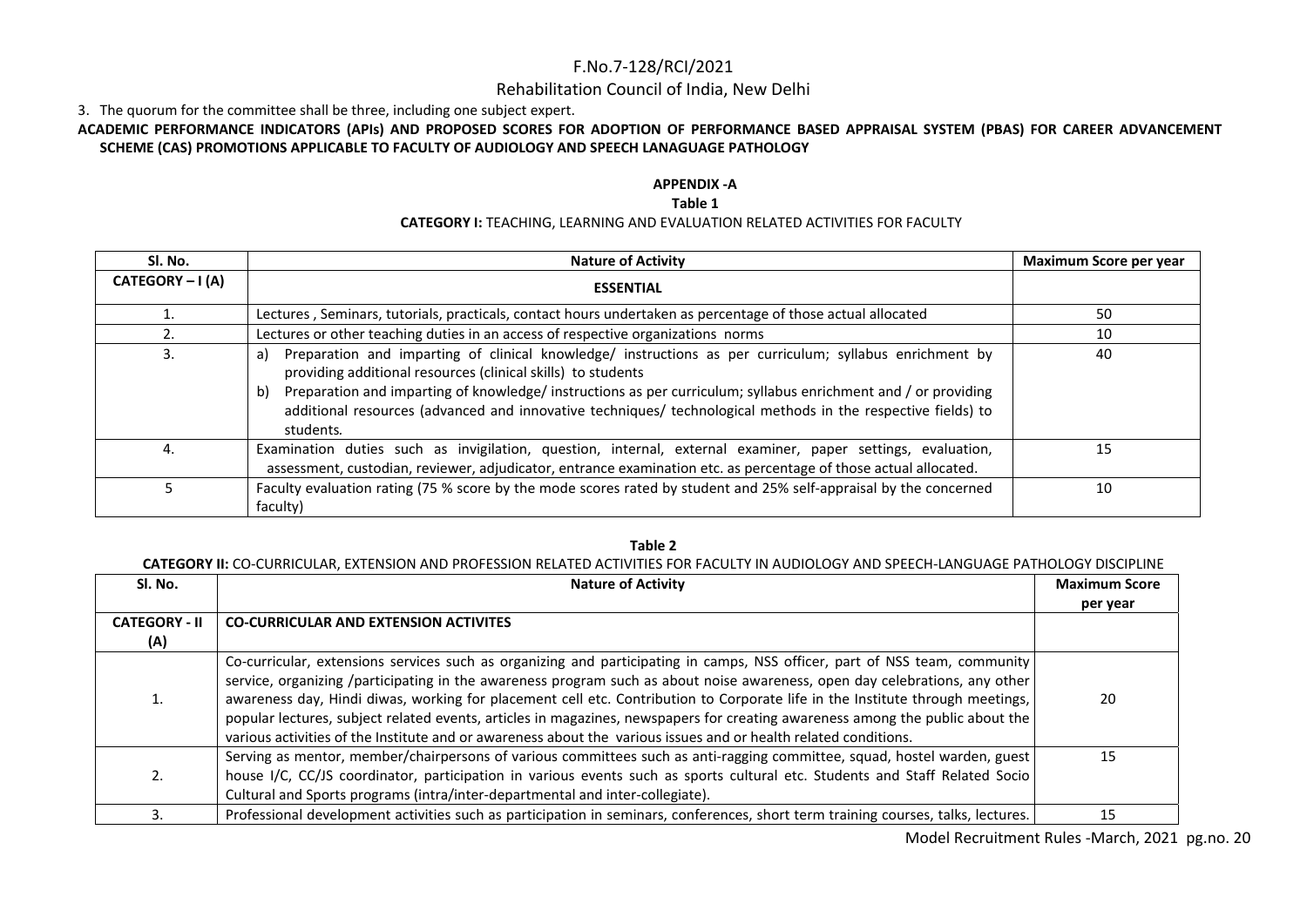3. The quorum for the committee shall be three, including one subject expert.

**ACADEMIC PERFORMANCE INDICATORS (APIs) AND PROPOSED SCORES FOR ADOPTION OF PERFORMANCE BASED APPRAISAL SYSTEM (PBAS) FOR CAREER ADVANCEMENT SCHEME (CAS) PROMOTIONS APPLICABLE TO FACULTY OF AUDIOLOGY AND SPEECH LANAGUAGE PATHOLOGY**

**APPENDIX -A**

**Table 1**

**CATEGORY I:** TEACHING, LEARNING AND EVALUATION RELATED ACTIVITIES FOR FACULTY

| Sl. No. | Nature of Activity | Maximum Score per year |
|---|---|---|
| **CATEGORY – I (A)** | **ESSENTIAL** | |
| 1. | Lectures , Seminars, tutorials, practicals, contact hours undertaken as percentage of those actual allocated | 50 |
| 2. | Lectures or other teaching duties in an access of respective organizations norms | 10 |
| 3. | a) Preparation and imparting of clinical knowledge/ instructions as per curriculum; syllabus enrichment by providing additional resources (clinical skills) to students<br>b) Preparation and imparting of knowledge/ instructions as per curriculum; syllabus enrichment and / or providing additional resources (advanced and innovative techniques/ technological methods in the respective fields) to students. | 40 |
| 4. | Examination duties such as invigilation, question, internal, external examiner, paper settings, evaluation, assessment, custodian, reviewer, adjudicator, entrance examination etc. as percentage of those actual allocated. | 15 |
| 5 | Faculty evaluation rating (75 % score by the mode scores rated by student and 25% self-appraisal by the concerned faculty) | 10 |

**Table 2**

**CATEGORY II:** CO-CURRICULAR, EXTENSION AND PROFESSION RELATED ACTIVITIES FOR FACULTY IN AUDIOLOGY AND SPEECH-LANGUAGE PATHOLOGY DISCIPLINE

| Sl. No. | Nature of Activity | Maximum Score per year |
|---|---|---|
| **CATEGORY - II (A)** | **CO-CURRICULAR AND EXTENSION ACTIVITES** | |
| 1. | Co-curricular, extensions services such as organizing and participating in camps, NSS officer, part of NSS team, community service, organizing /participating in the awareness program such as about noise awareness, open day celebrations, any other awareness day, Hindi diwas, working for placement cell etc. Contribution to Corporate life in the Institute through meetings, popular lectures, subject related events, articles in magazines, newspapers for creating awareness among the public about the various activities of the Institute and or awareness about the various issues and or health related conditions. | 20 |
| 2. | Serving as mentor, member/chairpersons of various committees such as anti-ragging committee, squad, hostel warden, guest house I/C, CC/JS coordinator, participation in various events such as sports cultural etc. Students and Staff Related Socio Cultural and Sports programs (intra/inter-departmental and inter-collegiate). | 15 |
| 3. | Professional development activities such as participation in seminars, conferences, short term training courses, talks, lectures. | 15 |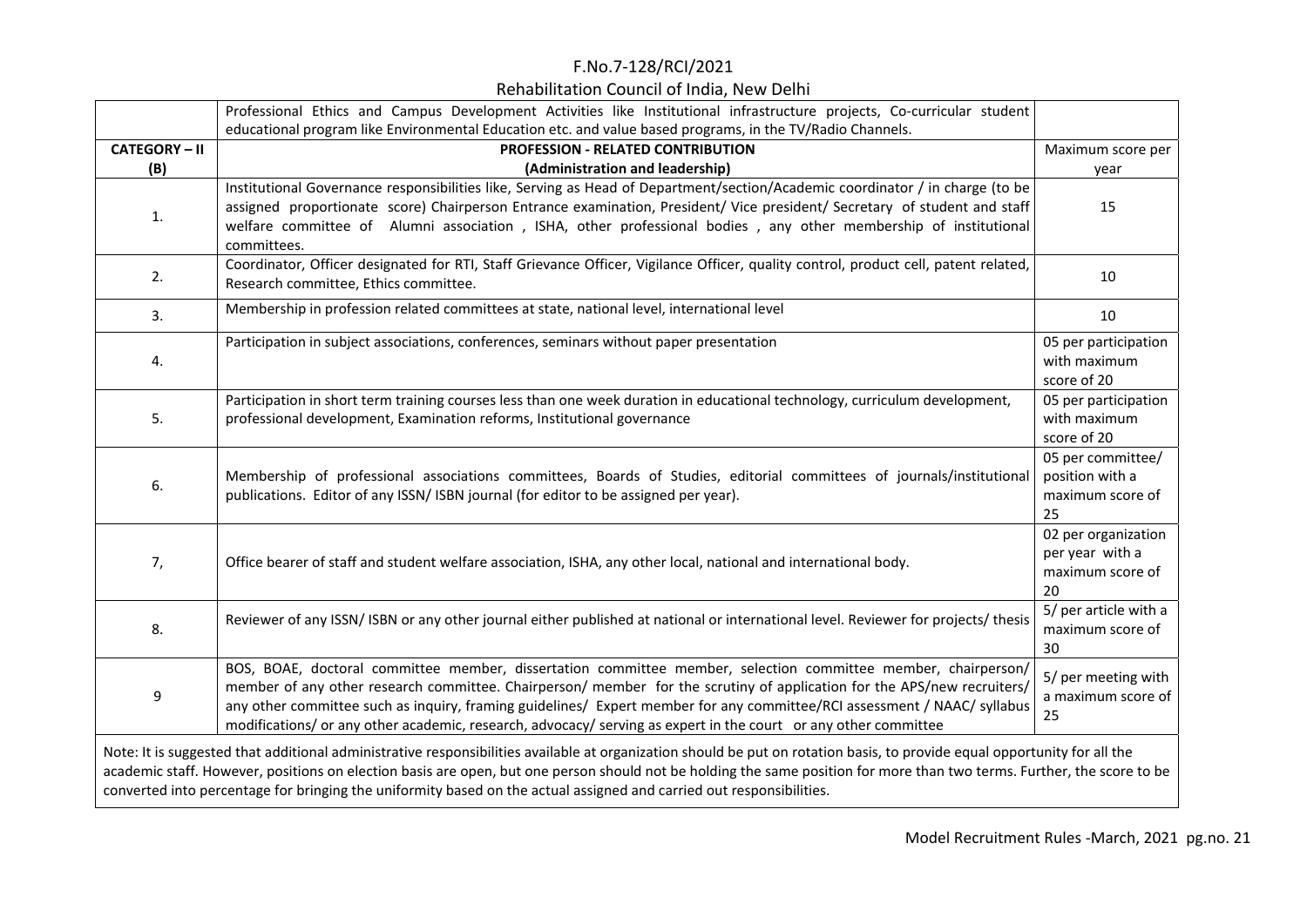| | | |
|---|---|---|
| | Professional Ethics and Campus Development Activities like Institutional infrastructure projects, Co-curricular student educational program like Environmental Education etc. and value based programs, in the TV/Radio Channels. | |
| **CATEGORY – II (B)** | **PROFESSION - RELATED CONTRIBUTION (Administration and leadership)** | Maximum score per year |
| 1. | Institutional Governance responsibilities like, Serving as Head of Department/section/Academic coordinator / in charge (to be assigned proportionate score) Chairperson Entrance examination, President/ Vice president/ Secretary of student and staff welfare committee of Alumni association , ISHA, other professional bodies , any other membership of institutional committees. | 15 |
| 2. | Coordinator, Officer designated for RTI, Staff Grievance Officer, Vigilance Officer, quality control, product cell, patent related, Research committee, Ethics committee. | 10 |
| 3. | Membership in profession related committees at state, national level, international level | 10 |
| 4. | Participation in subject associations, conferences, seminars without paper presentation | 05 per participation with maximum score of 20 |
| 5. | Participation in short term training courses less than one week duration in educational technology, curriculum development, professional development, Examination reforms, Institutional governance | 05 per participation with maximum score of 20 |
| 6. | Membership of professional associations committees, Boards of Studies, editorial committees of journals/institutional publications. Editor of any ISSN/ ISBN journal (for editor to be assigned per year). | 05 per committee/ position with a maximum score of 25 |
| 7, | Office bearer of staff and student welfare association, ISHA, any other local, national and international body. | 02 per organization per year with a maximum score of 20 |
| 8. | Reviewer of any ISSN/ ISBN or any other journal either published at national or international level. Reviewer for projects/ thesis | 5/ per article with a maximum score of 30 |
| 9 | BOS, BOAE, doctoral committee member, dissertation committee member, selection committee member, chairperson/ member of any other research committee. Chairperson/ member for the scrutiny of application for the APS/new recruiters/ any other committee such as inquiry, framing guidelines/ Expert member for any committee/RCI assessment / NAAC/ syllabus modifications/ or any other academic, research, advocacy/ serving as expert in the court or any other committee | 5/ per meeting with a maximum score of 25 |

Note: It is suggested that additional administrative responsibilities available at organization should be put on rotation basis, to provide equal opportunity for all the academic staff. However, positions on election basis are open, but one person should not be holding the same position for more than two terms. Further, the score to be converted into percentage for bringing the uniformity based on the actual assigned and carried out responsibilities.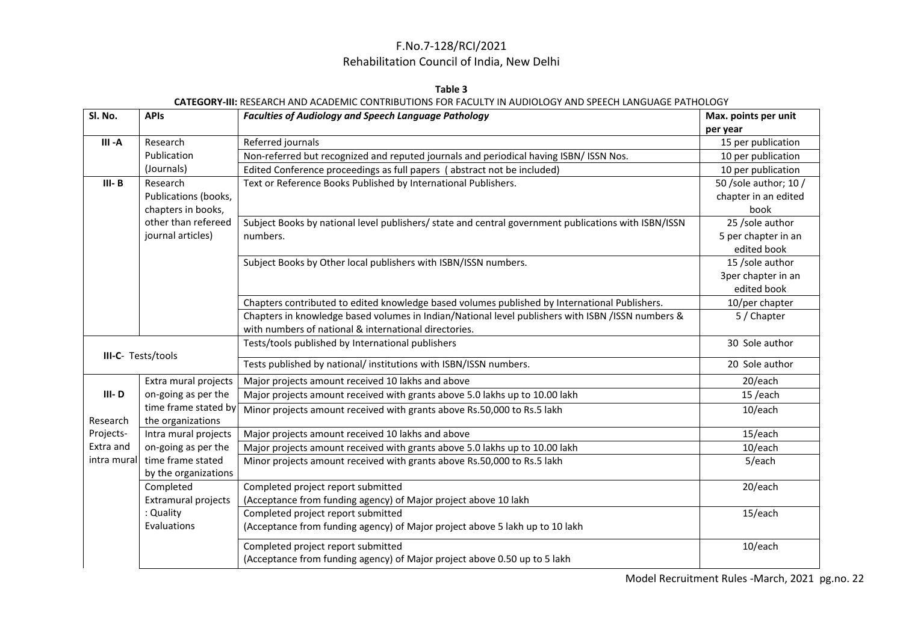F.No.7-128/RCI/2021
Rehabilitation Council of India, New Delhi

**Table 3**

**CATEGORY-III:** RESEARCH AND ACADEMIC CONTRIBUTIONS FOR FACULTY IN AUDIOLOGY AND SPEECH LANGUAGE PATHOLOGY

| Sl. No. | APIs | *Faculties of Audiology and Speech Language Pathology* | Max. points per unit per year |
|---|---|---|---|
| **III -A** | Research Publication (Journals) | Referred journals | 15 per publication |
| | | Non-referred but recognized and reputed journals and periodical having ISBN/ ISSN Nos. | 10 per publication |
| | | Edited Conference proceedings as full papers ( abstract not be included) | 10 per publication |
| **III- B** | Research Publications (books, chapters in books, other than refereed journal articles) | Text or Reference Books Published by International Publishers. | 50 /sole author; 10 / chapter in an edited book |
| | | Subject Books by national level publishers/ state and central government publications with ISBN/ISSN numbers. | 25 /sole author 5 per chapter in an edited book |
| | | Subject Books by Other local publishers with ISBN/ISSN numbers. | 15 /sole author 3per chapter in an edited book |
| | | Chapters contributed to edited knowledge based volumes published by International Publishers. | 10/per chapter |
| | | Chapters in knowledge based volumes in Indian/National level publishers with ISBN /ISSN numbers & with numbers of national & international directories. | 5 / Chapter |
| **III-C**- Tests/tools | | Tests/tools published by International publishers | 30 Sole author |
| | | Tests published by national/ institutions with ISBN/ISSN numbers. | 20 Sole author |
| **III- D** Research Projects- Extra and intra mural | Extra mural projects on-going as per the time frame stated by the organizations | Major projects amount received 10 lakhs and above | 20/each |
| | | Major projects amount received with grants above 5.0 lakhs up to 10.00 lakh | 15 /each |
| | | Minor projects amount received with grants above Rs.50,000 to Rs.5 lakh | 10/each |
| | Intra mural projects on-going as per the time frame stated by the organizations | Major projects amount received 10 lakhs and above | 15/each |
| | | Major projects amount received with grants above 5.0 lakhs up to 10.00 lakh | 10/each |
| | | Minor projects amount received with grants above Rs.50,000 to Rs.5 lakh | 5/each |
| | Completed Extramural projects : Quality Evaluations | Completed project report submitted (Acceptance from funding agency) of Major project above 10 lakh | 20/each |
| | | Completed project report submitted (Acceptance from funding agency) of Major project above 5 lakh up to 10 lakh | 15/each |
| | | Completed project report submitted (Acceptance from funding agency) of Major project above 0.50 up to 5 lakh | 10/each |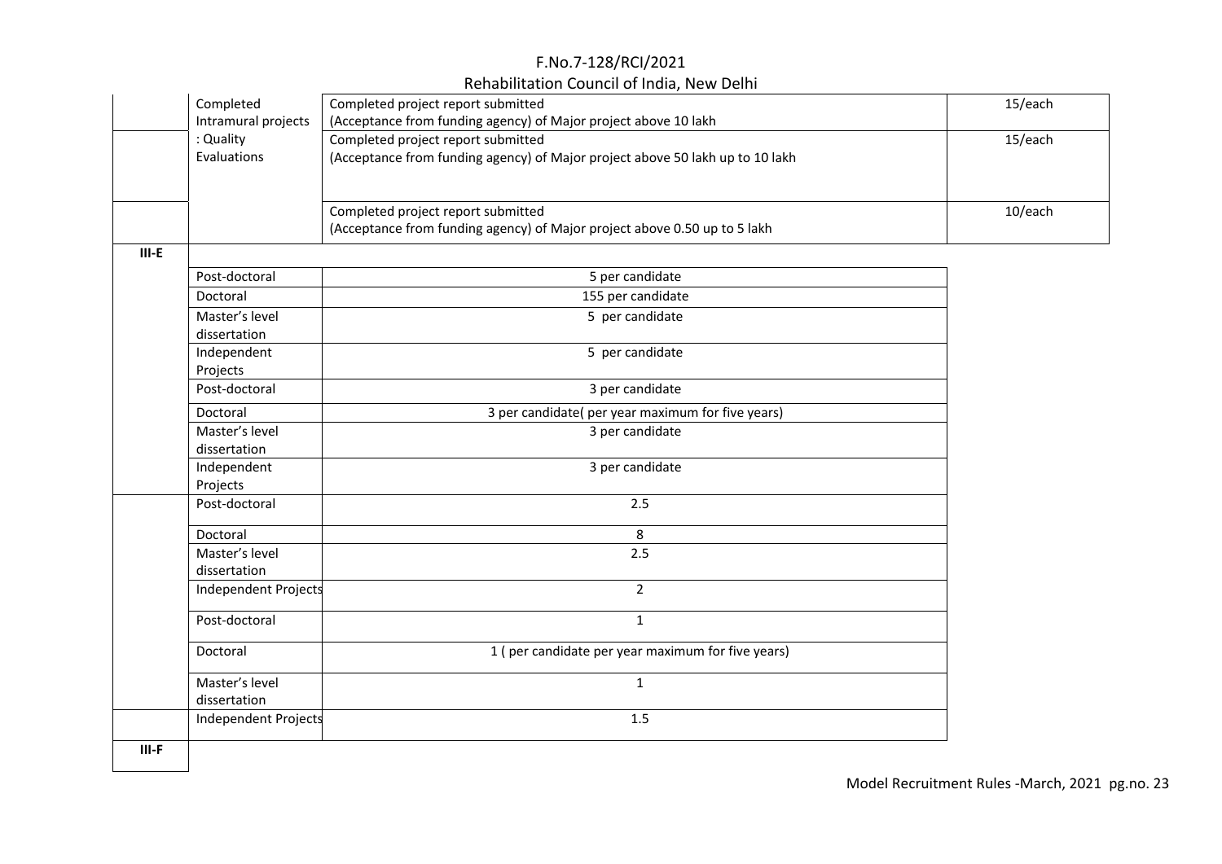| | | | |
|---|---|---|---|
| | Completed Intramural projects : Quality Evaluations | Completed project report submitted (Acceptance from funding agency) of Major project above 10 lakh | 15/each |
| | | Completed project report submitted (Acceptance from funding agency) of Major project above 50 lakh up to 10 lakh | 15/each |
| | | Completed project report submitted (Acceptance from funding agency) of Major project above 0.50 up to 5 lakh | 10/each |
| III-E | | | |
| | Post-doctoral | 5 per candidate | |
| | Doctoral | 155 per candidate | |
| | Master's level dissertation | 5 per candidate | |
| | Independent Projects | 5 per candidate | |
| | Post-doctoral | 3 per candidate | |
| | Doctoral | 3 per candidate( per year maximum for five years) | |
| | Master's level dissertation | 3 per candidate | |
| | Independent Projects | 3 per candidate | |
| | Post-doctoral | 2.5 | |
| | Doctoral | 8 | |
| | Master's level dissertation | 2.5 | |
| | Independent Projects | 2 | |
| | Post-doctoral | 1 | |
| | Doctoral | 1 ( per candidate per year maximum for five years) | |
| | Master's level dissertation | 1 | |
| | Independent Projects | 1.5 | |
| III-F | | | |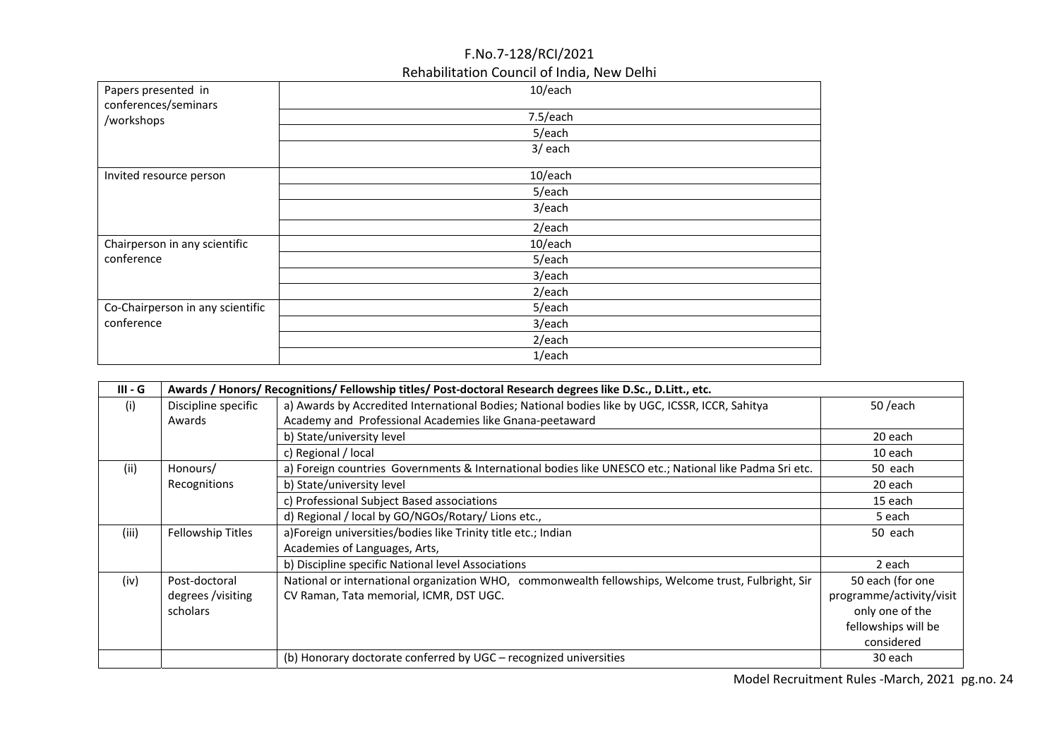| | |
|---|---|
| Papers presented in conferences/seminars /workshops | 10/each |
| | 7.5/each |
| | 5/each |
| | 3/ each |
| Invited resource person | 10/each |
| | 5/each |
| | 3/each |
| | 2/each |
| Chairperson in any scientific conference | 10/each |
| | 5/each |
| | 3/each |
| | 2/each |
| Co-Chairperson in any scientific conference | 5/each |
| | 3/each |
| | 2/each |
| | 1/each |

| III - G | Awards / Honors/ Recognitions/ Fellowship titles/ Post-doctoral Research degrees like D.Sc., D.Litt., etc. | | |
|---|---|---|---|
| (i) | Discipline specific Awards | a) Awards by Accredited International Bodies; National bodies like by UGC, ICSSR, ICCR, Sahitya Academy and Professional Academies like Gnana-peetaward | 50 /each |
| | | b) State/university level | 20 each |
| | | c) Regional / local | 10 each |
| (ii) | Honours/ Recognitions | a) Foreign countries Governments & International bodies like UNESCO etc.; National like Padma Sri etc. | 50 each |
| | | b) State/university level | 20 each |
| | | c) Professional Subject Based associations | 15 each |
| | | d) Regional / local by GO/NGOs/Rotary/ Lions etc., | 5 each |
| (iii) | Fellowship Titles | a)Foreign universities/bodies like Trinity title etc.; Indian Academies of Languages, Arts, | 50 each |
| | | b) Discipline specific National level Associations | 2 each |
| (iv) | Post-doctoral degrees /visiting scholars | National or international organization WHO, commonwealth fellowships, Welcome trust, Fulbright, Sir CV Raman, Tata memorial, ICMR, DST UGC. | 50 each (for one programme/activity/visit only one of the fellowships will be considered |
| | | (b) Honorary doctorate conferred by UGC – recognized universities | 30 each |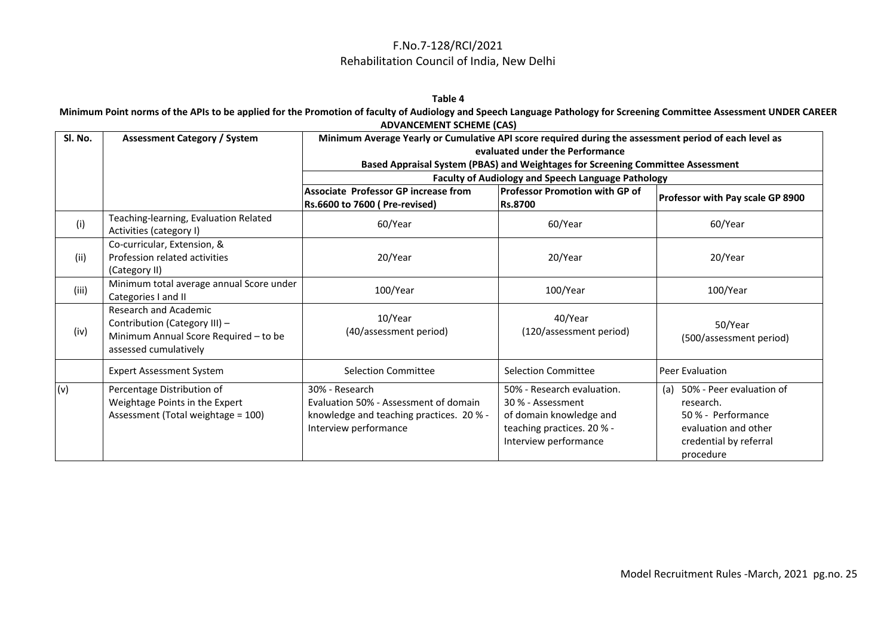F.No.7-128/RCI/2021

Rehabilitation Council of India, New Delhi

**Table 4**

**Minimum Point norms of the APIs to be applied for the Promotion of faculty of Audiology and Speech Language Pathology for Screening Committee Assessment UNDER CAREER ADVANCEMENT SCHEME (CAS)**

| Sl. No. | Assessment Category / System | Minimum Average Yearly or Cumulative API score required during the assessment period of each level as evaluated under the Performance Based Appraisal System (PBAS) and Weightages for Screening Committee Assessment | | |
|---|---|---|---|---|
| | | Faculty of Audiology and Speech Language Pathology | | |
| | | **Associate Professor GP increase from Rs.6600 to 7600 ( Pre-revised)** | **Professor Promotion with GP of Rs.8700** | **Professor with Pay scale GP 8900** |
| (i) | Teaching-learning, Evaluation Related Activities (category I) | 60/Year | 60/Year | 60/Year |
| (ii) | Co-curricular, Extension, & Profession related activities (Category II) | 20/Year | 20/Year | 20/Year |
| (iii) | Minimum total average annual Score under Categories I and II | 100/Year | 100/Year | 100/Year |
| (iv) | Research and Academic Contribution (Category III) – Minimum Annual Score Required – to be assessed cumulatively | 10/Year (40/assessment period) | 40/Year (120/assessment period) | 50/Year (500/assessment period) |
| | Expert Assessment System | Selection Committee | Selection Committee | Peer Evaluation |
| (v) | Percentage Distribution of Weightage Points in the Expert Assessment (Total weightage = 100) | 30% - Research Evaluation 50% - Assessment of domain knowledge and teaching practices. 20 % - Interview performance | 50% - Research evaluation. 30 % - Assessment of domain knowledge and teaching practices. 20 % - Interview performance | (a) 50% - Peer evaluation of research. 50 % - Performance evaluation and other credential by referral procedure |

Model Recruitment Rules -March, 2021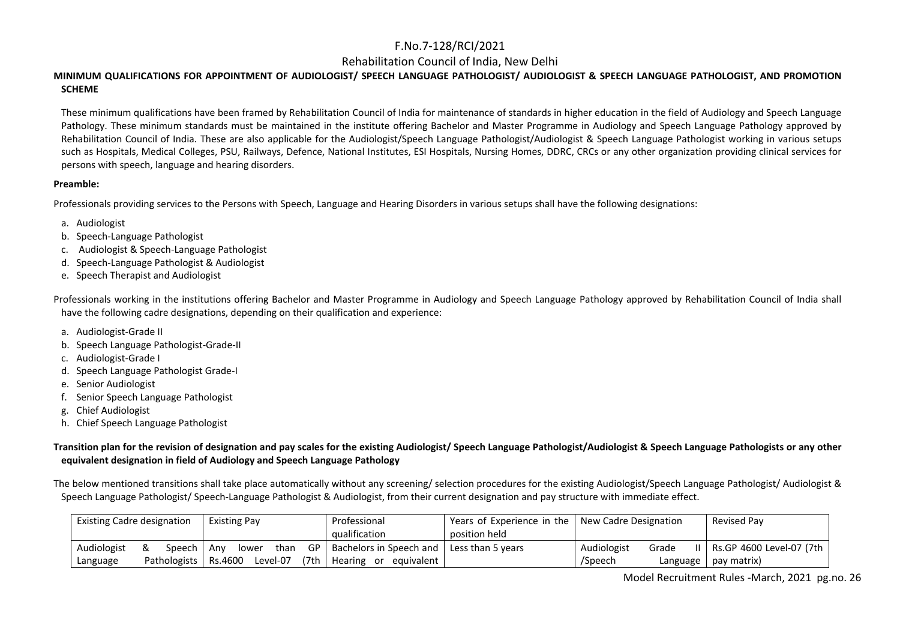F.No.7-128/RCI/2021

Rehabilitation Council of India, New Delhi

**MINIMUM QUALIFICATIONS FOR APPOINTMENT OF AUDIOLOGIST/ SPEECH LANGUAGE PATHOLOGIST/ AUDIOLOGIST & SPEECH LANGUAGE PATHOLOGIST, AND PROMOTION SCHEME**

These minimum qualifications have been framed by Rehabilitation Council of India for maintenance of standards in higher education in the field of Audiology and Speech Language Pathology. These minimum standards must be maintained in the institute offering Bachelor and Master Programme in Audiology and Speech Language Pathology approved by Rehabilitation Council of India. These are also applicable for the Audiologist/Speech Language Pathologist/Audiologist & Speech Language Pathologist working in various setups such as Hospitals, Medical Colleges, PSU, Railways, Defence, National Institutes, ESI Hospitals, Nursing Homes, DDRC, CRCs or any other organization providing clinical services for persons with speech, language and hearing disorders.

**Preamble:**

Professionals providing services to the Persons with Speech, Language and Hearing Disorders in various setups shall have the following designations:

a. Audiologist
b. Speech-Language Pathologist
c. Audiologist & Speech-Language Pathologist
d. Speech-Language Pathologist & Audiologist
e. Speech Therapist and Audiologist

Professionals working in the institutions offering Bachelor and Master Programme in Audiology and Speech Language Pathology approved by Rehabilitation Council of India shall have the following cadre designations, depending on their qualification and experience:

a. Audiologist-Grade II
b. Speech Language Pathologist-Grade-II
c. Audiologist-Grade I
d. Speech Language Pathologist Grade-I
e. Senior Audiologist
f. Senior Speech Language Pathologist
g. Chief Audiologist
h. Chief Speech Language Pathologist

**Transition plan for the revision of designation and pay scales for the existing Audiologist/ Speech Language Pathologist/Audiologist & Speech Language Pathologists or any other equivalent designation in field of Audiology and Speech Language Pathology**

The below mentioned transitions shall take place automatically without any screening/ selection procedures for the existing Audiologist/Speech Language Pathologist/ Audiologist & Speech Language Pathologist/ Speech-Language Pathologist & Audiologist, from their current designation and pay structure with immediate effect.

| Existing Cadre designation | Existing Pay | Professional qualification | Years of Experience in the position held | New Cadre Designation | Revised Pay |
|---|---|---|---|---|---|
| Audiologist & Speech Language Pathologists | Any lower than GP Rs.4600 Level-07 (7th | Bachelors in Speech and Hearing or equivalent | Less than 5 years | Audiologist Grade II /Speech Language | Rs.GP 4600 Level-07 (7th pay matrix) |

Model Recruitment Rules -March, 2021 pg.no. 26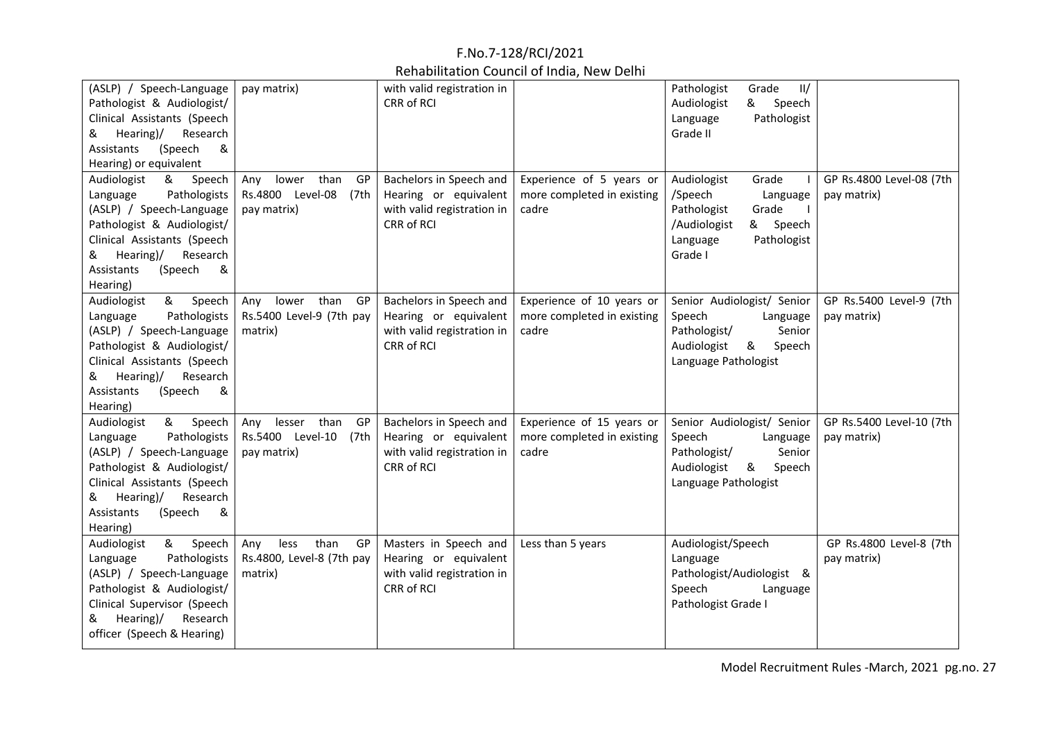| | | | | | |
|---|---|---|---|---|---|
| (ASLP) / Speech-Language Pathologist & Audiologist/ Clinical Assistants (Speech & Hearing)/ Research Assistants (Speech & Hearing) or equivalent | pay matrix) | with valid registration in CRR of RCI | | Pathologist Grade II/ Audiologist & Speech Language Pathologist Grade II | |
| Audiologist & Speech Language Pathologists (ASLP) / Speech-Language Pathologist & Audiologist/ Clinical Assistants (Speech & Hearing)/ Research Assistants (Speech & Hearing) | Any lower than GP Rs.4800 Level-08 (7th pay matrix) | Bachelors in Speech and Hearing or equivalent with valid registration in CRR of RCI | Experience of 5 years or more completed in existing cadre | Audiologist Grade I /Speech Language Pathologist Grade I /Audiologist & Speech Language Pathologist Grade I | GP Rs.4800 Level-08 (7th pay matrix) |
| Audiologist & Speech Language Pathologists (ASLP) / Speech-Language Pathologist & Audiologist/ Clinical Assistants (Speech & Hearing)/ Research Assistants (Speech & Hearing) | Any lower than GP Rs.5400 Level-9 (7th pay matrix) | Bachelors in Speech and Hearing or equivalent with valid registration in CRR of RCI | Experience of 10 years or more completed in existing cadre | Senior Audiologist/ Senior Speech Language Pathologist/ Senior Audiologist & Speech Language Pathologist | GP Rs.5400 Level-9 (7th pay matrix) |
| Audiologist & Speech Language Pathologists (ASLP) / Speech-Language Pathologist & Audiologist/ Clinical Assistants (Speech & Hearing)/ Research Assistants (Speech & Hearing) | Any lesser than GP Rs.5400 Level-10 (7th pay matrix) | Bachelors in Speech and Hearing or equivalent with valid registration in CRR of RCI | Experience of 15 years or more completed in existing cadre | Senior Audiologist/ Senior Speech Language Pathologist/ Senior Audiologist & Speech Language Pathologist | GP Rs.5400 Level-10 (7th pay matrix) |
| Audiologist & Speech Language Pathologists (ASLP) / Speech-Language Pathologist & Audiologist/ Clinical Supervisor (Speech & Hearing)/ Research officer (Speech & Hearing) | Any less than GP Rs.4800, Level-8 (7th pay matrix) | Masters in Speech and Hearing or equivalent with valid registration in CRR of RCI | Less than 5 years | Audiologist/Speech Language Pathologist/Audiologist & Speech Language Pathologist Grade I | GP Rs.4800 Level-8 (7th pay matrix) |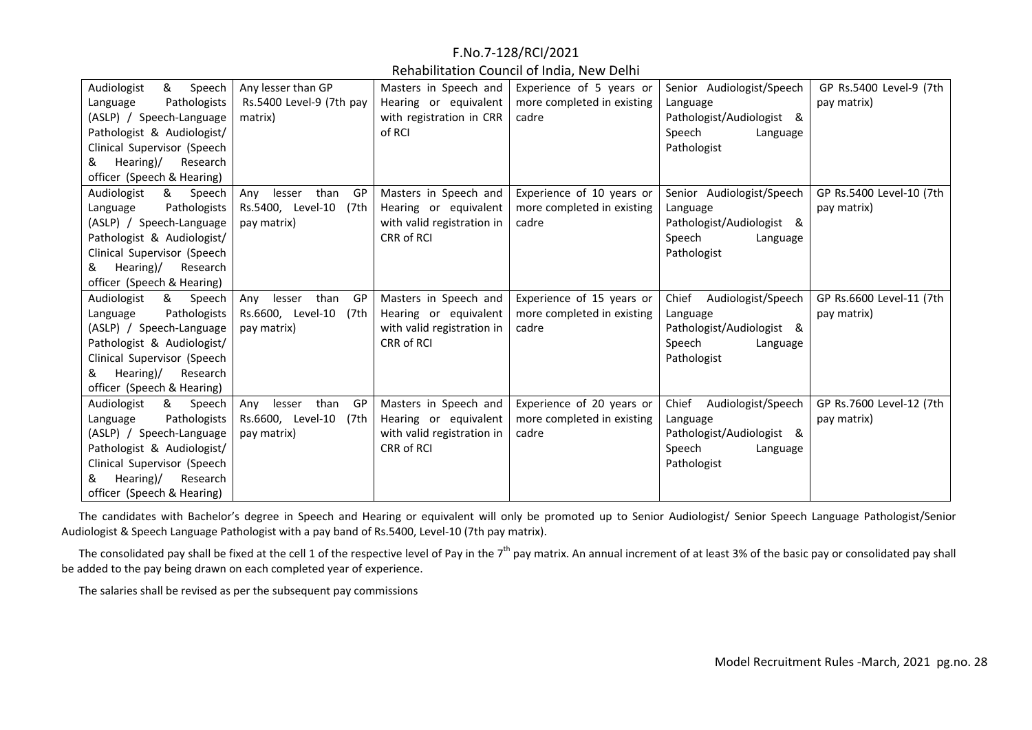F.No.7-128/RCI/2021

Rehabilitation Council of India, New Delhi

| | | | | | |
|---|---|---|---|---|---|
| Audiologist & Speech Language Pathologists (ASLP) / Speech-Language Pathologist & Audiologist/ Clinical Supervisor (Speech & Hearing)/ Research officer (Speech & Hearing) | Any lesser than GP Rs.5400 Level-9 (7th pay matrix) | Masters in Speech and Hearing or equivalent with registration in CRR of RCI | Experience of 5 years or more completed in existing cadre | Senior Audiologist/Speech Language Pathologist/Audiologist & Speech Language Pathologist | GP Rs.5400 Level-9 (7th pay matrix) |
| Audiologist & Speech Language Pathologists (ASLP) / Speech-Language Pathologist & Audiologist/ Clinical Supervisor (Speech & Hearing)/ Research officer (Speech & Hearing) | Any lesser than GP Rs.5400, Level-10 (7th pay matrix) | Masters in Speech and Hearing or equivalent with valid registration in CRR of RCI | Experience of 10 years or more completed in existing cadre | Senior Audiologist/Speech Language Pathologist/Audiologist & Speech Language Pathologist | GP Rs.5400 Level-10 (7th pay matrix) |
| Audiologist & Speech Language Pathologists (ASLP) / Speech-Language Pathologist & Audiologist/ Clinical Supervisor (Speech & Hearing)/ Research officer (Speech & Hearing) | Any lesser than GP Rs.6600, Level-10 (7th pay matrix) | Masters in Speech and Hearing or equivalent with valid registration in CRR of RCI | Experience of 15 years or more completed in existing cadre | Chief Audiologist/Speech Language Pathologist/Audiologist & Speech Language Pathologist | GP Rs.6600 Level-11 (7th pay matrix) |
| Audiologist & Speech Language Pathologists (ASLP) / Speech-Language Pathologist & Audiologist/ Clinical Supervisor (Speech & Hearing)/ Research officer (Speech & Hearing) | Any lesser than GP Rs.6600, Level-10 (7th pay matrix) | Masters in Speech and Hearing or equivalent with valid registration in CRR of RCI | Experience of 20 years or more completed in existing cadre | Chief Audiologist/Speech Language Pathologist/Audiologist & Speech Language Pathologist | GP Rs.7600 Level-12 (7th pay matrix) |

The candidates with Bachelor's degree in Speech and Hearing or equivalent will only be promoted up to Senior Audiologist/ Senior Speech Language Pathologist/Senior Audiologist & Speech Language Pathologist with a pay band of Rs.5400, Level-10 (7th pay matrix).

The consolidated pay shall be fixed at the cell 1 of the respective level of Pay in the 7th pay matrix. An annual increment of at least 3% of the basic pay or consolidated pay shall be added to the pay being drawn on each completed year of experience.

The salaries shall be revised as per the subsequent pay commissions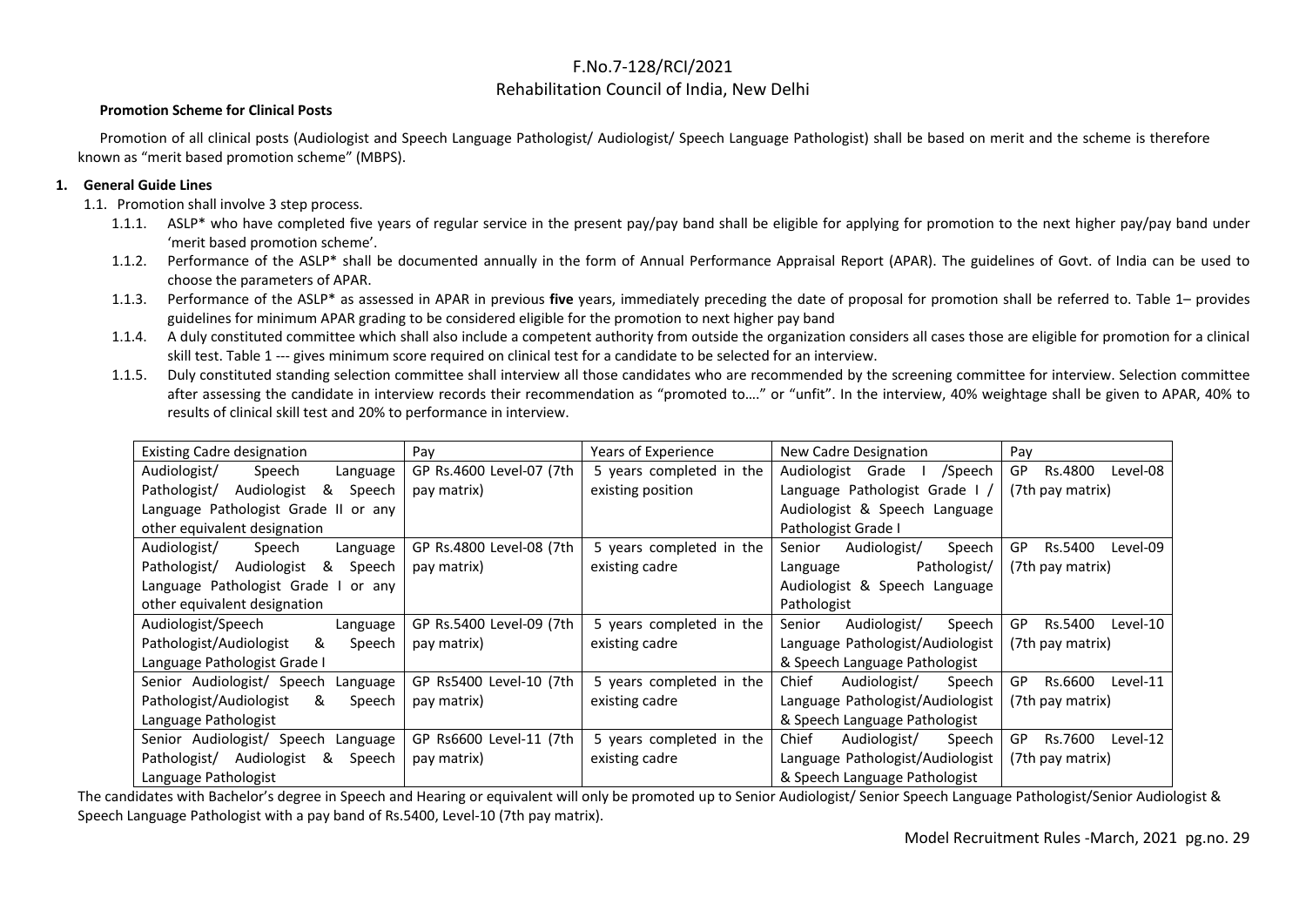F.No.7-128/RCI/2021

Rehabilitation Council of India, New Delhi

**Promotion Scheme for Clinical Posts**

Promotion of all clinical posts (Audiologist and Speech Language Pathologist/ Audiologist/ Speech Language Pathologist) shall be based on merit and the scheme is therefore known as "merit based promotion scheme" (MBPS).

## 1. General Guide Lines

1.1. Promotion shall involve 3 step process.

1.1.1. ASLP* who have completed five years of regular service in the present pay/pay band shall be eligible for applying for promotion to the next higher pay/pay band under 'merit based promotion scheme'.

1.1.2. Performance of the ASLP* shall be documented annually in the form of Annual Performance Appraisal Report (APAR). The guidelines of Govt. of India can be used to choose the parameters of APAR.

1.1.3. Performance of the ASLP* as assessed in APAR in previous **five** years, immediately preceding the date of proposal for promotion shall be referred to. Table 1– provides guidelines for minimum APAR grading to be considered eligible for the promotion to next higher pay band

1.1.4. A duly constituted committee which shall also include a competent authority from outside the organization considers all cases those are eligible for promotion for a clinical skill test. Table 1 --- gives minimum score required on clinical test for a candidate to be selected for an interview.

1.1.5. Duly constituted standing selection committee shall interview all those candidates who are recommended by the screening committee for interview. Selection committee after assessing the candidate in interview records their recommendation as "promoted to…." or "unfit". In the interview, 40% weightage shall be given to APAR, 40% to results of clinical skill test and 20% to performance in interview.

| Existing Cadre designation | Pay | Years of Experience | New Cadre Designation | Pay |
|---|---|---|---|---|
| Audiologist/ Speech Language Pathologist/ Audiologist & Speech Language Pathologist Grade II or any other equivalent designation | GP Rs.4600 Level-07 (7th pay matrix) | 5 years completed in the existing position | Audiologist Grade I /Speech Language Pathologist Grade I / Audiologist & Speech Language Pathologist Grade I | GP Rs.4800 Level-08 (7th pay matrix) |
| Audiologist/ Speech Language Pathologist/ Audiologist & Speech Language Pathologist Grade I or any other equivalent designation | GP Rs.4800 Level-08 (7th pay matrix) | 5 years completed in the existing cadre | Senior Audiologist/ Speech Language Pathologist/ Audiologist & Speech Language Pathologist | GP Rs.5400 Level-09 (7th pay matrix) |
| Audiologist/Speech Language Pathologist/Audiologist & Speech Language Pathologist Grade I | GP Rs.5400 Level-09 (7th pay matrix) | 5 years completed in the existing cadre | Senior Audiologist/ Speech Language Pathologist/Audiologist & Speech Language Pathologist | GP Rs.5400 Level-10 (7th pay matrix) |
| Senior Audiologist/ Speech Language Pathologist/Audiologist & Speech Language Pathologist | GP Rs5400 Level-10 (7th pay matrix) | 5 years completed in the existing cadre | Chief Audiologist/ Speech Language Pathologist/Audiologist & Speech Language Pathologist | GP Rs.6600 Level-11 (7th pay matrix) |
| Senior Audiologist/ Speech Language Pathologist/ Audiologist & Speech Language Pathologist | GP Rs6600 Level-11 (7th pay matrix) | 5 years completed in the existing cadre | Chief Audiologist/ Speech Language Pathologist/Audiologist & Speech Language Pathologist | GP Rs.7600 Level-12 (7th pay matrix) |

The candidates with Bachelor's degree in Speech and Hearing or equivalent will only be promoted up to Senior Audiologist/ Senior Speech Language Pathologist/Senior Audiologist & Speech Language Pathologist with a pay band of Rs.5400, Level-10 (7th pay matrix).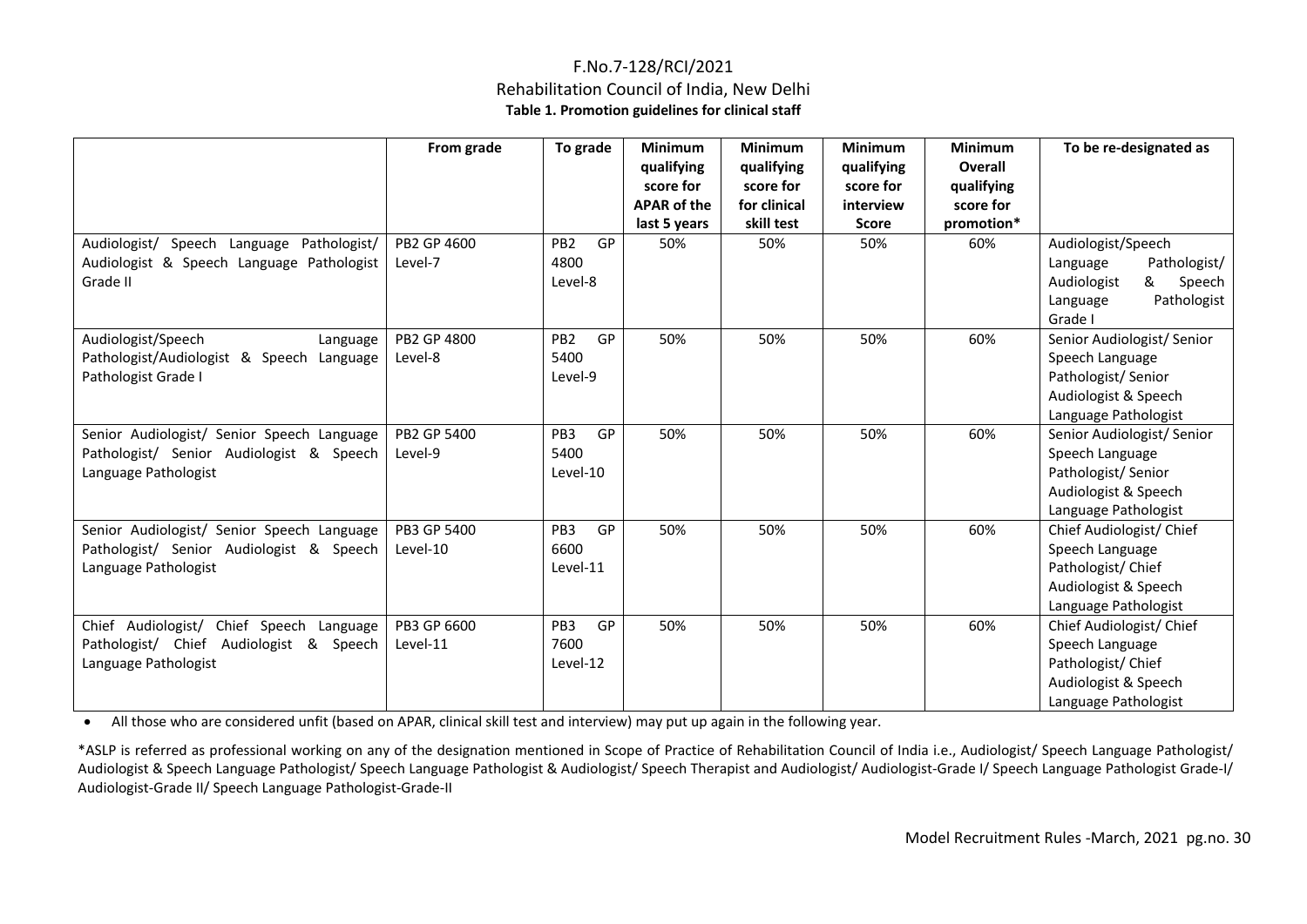F.No.7-128/RCI/2021

Rehabilitation Council of India, New Delhi

**Table 1. Promotion guidelines for clinical staff**

| | From grade | To grade | Minimum qualifying score for APAR of the last 5 years | Minimum qualifying score for clinical skill test | Minimum qualifying score for interview Score | Minimum Overall qualifying score for promotion* | To be re-designated as |
|---|---|---|---|---|---|---|---|
| Audiologist/ Speech Language Pathologist/ Audiologist & Speech Language Pathologist Grade II | PB2 GP 4600 Level-7 | PB2 GP 4800 Level-8 | 50% | 50% | 50% | 60% | Audiologist/Speech Language Pathologist/ Audiologist & Speech Language Pathologist Grade I |
| Audiologist/Speech Language Pathologist/Audiologist & Speech Language Pathologist Grade I | PB2 GP 4800 Level-8 | PB2 GP 5400 Level-9 | 50% | 50% | 50% | 60% | Senior Audiologist/ Senior Speech Language Pathologist/ Senior Audiologist & Speech Language Pathologist |
| Senior Audiologist/ Senior Speech Language Pathologist/ Senior Audiologist & Speech Language Pathologist | PB2 GP 5400 Level-9 | PB3 GP 5400 Level-10 | 50% | 50% | 50% | 60% | Senior Audiologist/ Senior Speech Language Pathologist/ Senior Audiologist & Speech Language Pathologist |
| Senior Audiologist/ Senior Speech Language Pathologist/ Senior Audiologist & Speech Language Pathologist | PB3 GP 5400 Level-10 | PB3 GP 6600 Level-11 | 50% | 50% | 50% | 60% | Chief Audiologist/ Chief Speech Language Pathologist/ Chief Audiologist & Speech Language Pathologist |
| Chief Audiologist/ Chief Speech Language Pathologist/ Chief Audiologist & Speech Language Pathologist | PB3 GP 6600 Level-11 | PB3 GP 7600 Level-12 | 50% | 50% | 50% | 60% | Chief Audiologist/ Chief Speech Language Pathologist/ Chief Audiologist & Speech Language Pathologist |

- All those who are considered unfit (based on APAR, clinical skill test and interview) may put up again in the following year.

*ASLP is referred as professional working on any of the designation mentioned in Scope of Practice of Rehabilitation Council of India i.e., Audiologist/ Speech Language Pathologist/ Audiologist & Speech Language Pathologist/ Speech Language Pathologist & Audiologist/ Speech Therapist and Audiologist/ Audiologist-Grade I/ Speech Language Pathologist Grade-I/ Audiologist-Grade II/ Speech Language Pathologist-Grade-II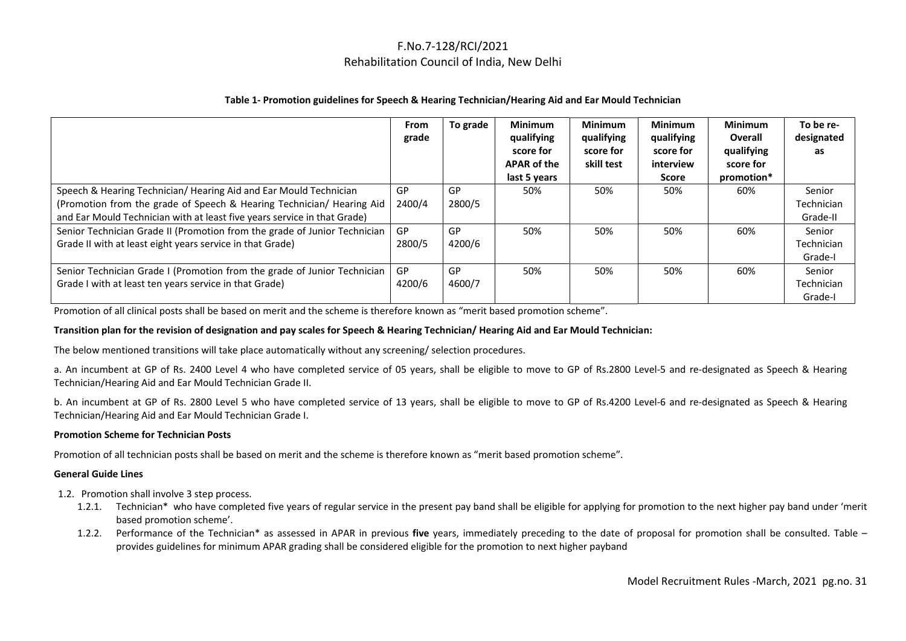F.No.7-128/RCI/2021
Rehabilitation Council of India, New Delhi

**Table 1- Promotion guidelines for Speech & Hearing Technician/Hearing Aid and Ear Mould Technician**

| | From grade | To grade | Minimum qualifying score for APAR of the last 5 years | Minimum qualifying score for skill test | Minimum qualifying score for interview Score | Minimum Overall qualifying score for promotion* | To be re-designated as |
|---|---|---|---|---|---|---|---|
| Speech & Hearing Technician/ Hearing Aid and Ear Mould Technician (Promotion from the grade of Speech & Hearing Technician/ Hearing Aid and Ear Mould Technician with at least five years service in that Grade) | GP 2400/4 | GP 2800/5 | 50% | 50% | 50% | 60% | Senior Technician Grade-II |
| Senior Technician Grade II (Promotion from the grade of Junior Technician Grade II with at least eight years service in that Grade) | GP 2800/5 | GP 4200/6 | 50% | 50% | 50% | 60% | Senior Technician Grade-I |
| Senior Technician Grade I (Promotion from the grade of Junior Technician Grade I with at least ten years service in that Grade) | GP 4200/6 | GP 4600/7 | 50% | 50% | 50% | 60% | Senior Technician Grade-I |

Promotion of all clinical posts shall be based on merit and the scheme is therefore known as "merit based promotion scheme".

**Transition plan for the revision of designation and pay scales for Speech & Hearing Technician/ Hearing Aid and Ear Mould Technician:**

The below mentioned transitions will take place automatically without any screening/ selection procedures.

a. An incumbent at GP of Rs. 2400 Level 4 who have completed service of 05 years, shall be eligible to move to GP of Rs.2800 Level-5 and re-designated as Speech & Hearing Technician/Hearing Aid and Ear Mould Technician Grade II.

b. An incumbent at GP of Rs. 2800 Level 5 who have completed service of 13 years, shall be eligible to move to GP of Rs.4200 Level-6 and re-designated as Speech & Hearing Technician/Hearing Aid and Ear Mould Technician Grade I.

**Promotion Scheme for Technician Posts**

Promotion of all technician posts shall be based on merit and the scheme is therefore known as "merit based promotion scheme".

**General Guide Lines**

1.2. Promotion shall involve 3 step process.

1.2.1. Technician* who have completed five years of regular service in the present pay band shall be eligible for applying for promotion to the next higher pay band under 'merit based promotion scheme'.

1.2.2. Performance of the Technician* as assessed in APAR in previous **five** years, immediately preceding to the date of proposal for promotion shall be consulted. Table – provides guidelines for minimum APAR grading shall be considered eligible for the promotion to next higher payband

Model Recruitment Rules -March, 2021 pg.no. 31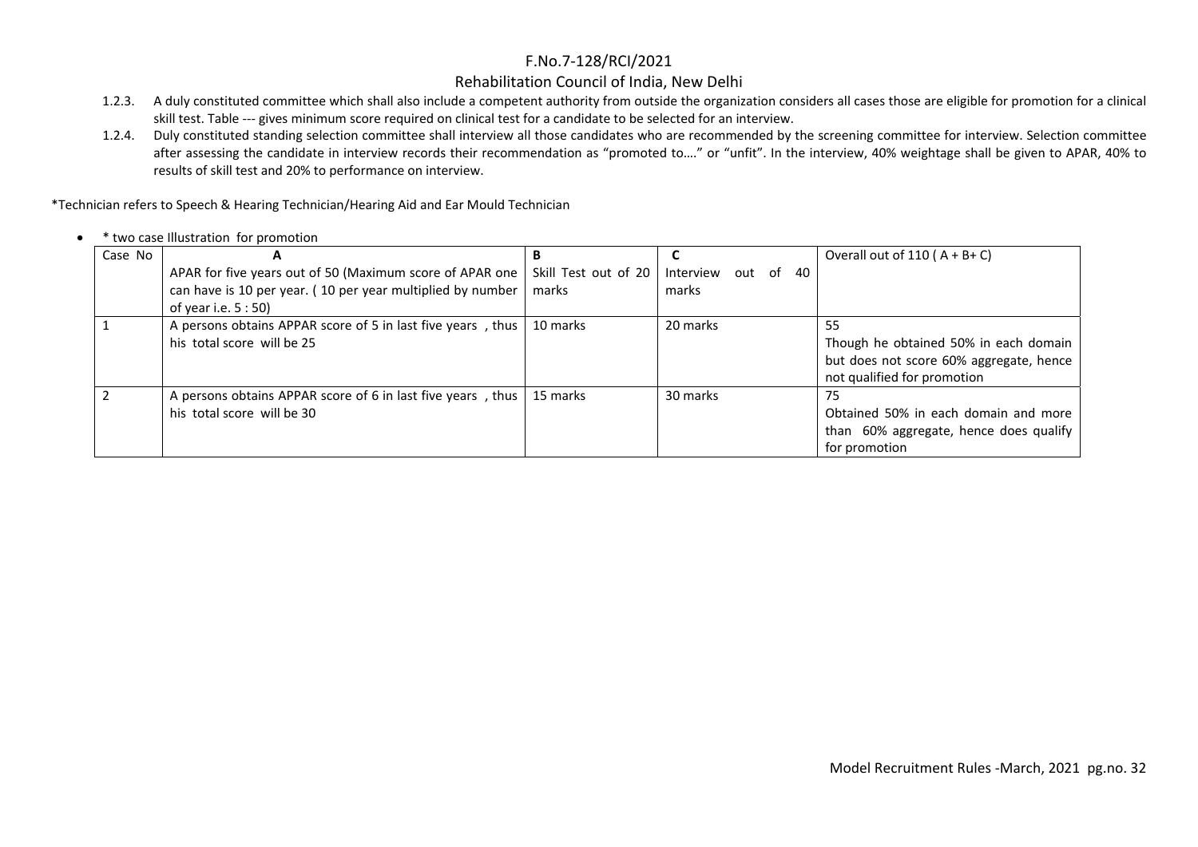F.No.7-128/RCI/2021

Rehabilitation Council of India, New Delhi

1.2.3. A duly constituted committee which shall also include a competent authority from outside the organization considers all cases those are eligible for promotion for a clinical skill test. Table --- gives minimum score required on clinical test for a candidate to be selected for an interview.

1.2.4. Duly constituted standing selection committee shall interview all those candidates who are recommended by the screening committee for interview. Selection committee after assessing the candidate in interview records their recommendation as "promoted to…." or "unfit". In the interview, 40% weightage shall be given to APAR, 40% to results of skill test and 20% to performance on interview.

*Technician refers to Speech & Hearing Technician/Hearing Aid and Ear Mould Technician

- * two case Illustration for promotion

| Case No | A<br>APAR for five years out of 50 (Maximum score of APAR one can have is 10 per year. ( 10 per year multiplied by number of year i.e. 5 : 50) | B<br>Skill Test out of 20 marks | C<br>Interview out of 40 marks | Overall out of 110 ( A + B+ C) |
|---|---|---|---|---|
| 1 | A persons obtains APPAR score of 5 in last five years , thus his total score will be 25 | 10 marks | 20 marks | 55<br>Though he obtained 50% in each domain but does not score 60% aggregate, hence not qualified for promotion |
| 2 | A persons obtains APPAR score of 6 in last five years , thus his total score will be 30 | 15 marks | 30 marks | 75<br>Obtained 50% in each domain and more than 60% aggregate, hence does qualify for promotion |